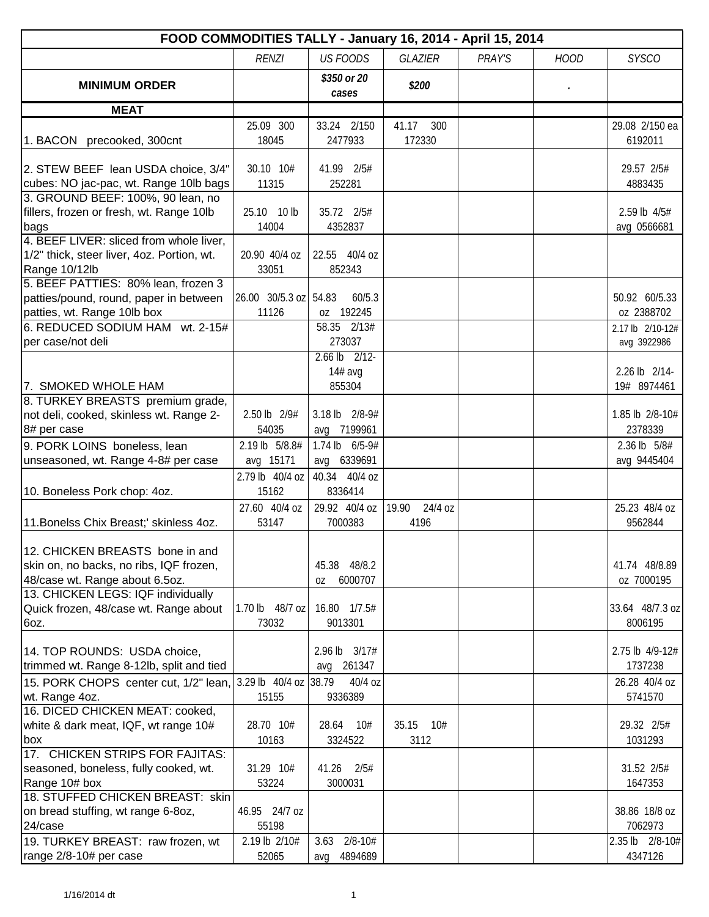| FOOD COMMODITIES TALLY - January 16, 2014 - April 15, 2014 | | | | | | |
|---|---|---|---|---|---|---|
| | *RENZI* | *US FOODS* | *GLAZIER* | *PRAY'S* | *HOOD* | *SYSCO* |
| **MINIMUM ORDER** | | ***$350 or 20 cases*** | ***$200*** | | *.* | |
| **MEAT** | | | | | | |
| 1. BACON precooked, 300cnt | 25.09 300 18045 | 33.24 2/150 2477933 | 41.17 300 172330 | | | 29.08 2/150 ea 6192011 |
| 2. STEW BEEF lean USDA choice, 3/4" cubes: NO jac-pac, wt. Range 10lb bags | 30.10 10# 11315 | 41.99 2/5# 252281 | | | | 29.57 2/5# 4883435 |
| 3. GROUND BEEF: 100%, 90 lean, no fillers, frozen or fresh, wt. Range 10lb bags | 25.10 10 lb 14004 | 35.72 2/5# 4352837 | | | | 2.59 lb 4/5# avg 0566681 |
| 4. BEEF LIVER: sliced from whole liver, 1/2" thick, steer liver, 4oz. Portion, wt. Range 10/12lb | 20.90 40/4 oz 33051 | 22.55 40/4 oz 852343 | | | | |
| 5. BEEF PATTIES: 80% lean, frozen 3 patties/pound, round, paper in between patties, wt. Range 10lb box | 26.00 30/5.3 oz 11126 | 54.83 60/5.3 oz 192245 | | | | 50.92 60/5.33 oz 2388702 |
| 6. REDUCED SODIUM HAM wt. 2-15# per case/not deli | | 58.35 2/13# 273037 | | | | 2.17 lb 2/10-12# avg 3922986 |
| 7. SMOKED WHOLE HAM | | 2.66 lb 2/12-14# avg 855304 | | | | 2.26 lb 2/14-19# 8974461 |
| 8. TURKEY BREASTS premium grade, not deli, cooked, skinless wt. Range 2-8# per case | 2.50 lb 2/9# 54035 | 3.18 lb 2/8-9# avg 7199961 | | | | 1.85 lb 2/8-10# 2378339 |
| 9. PORK LOINS boneless, lean unseasoned, wt. Range 4-8# per case | 2.19 lb 5/8.8# avg 15171 | 1.74 lb 6/5-9# avg 6339691 | | | | 2.36 lb 5/8# avg 9445404 |
| 10. Boneless Pork chop: 4oz. | 2.79 lb 40/4 oz 15162 | 40.34 40/4 oz 8336414 | | | | |
| 11.Bonelss Chix Breast;' skinless 4oz. | 27.60 40/4 oz 53147 | 29.92 40/4 oz 7000383 | 19.90 24/4 oz 4196 | | | 25.23 48/4 oz 9562844 |
| 12. CHICKEN BREASTS bone in and skin on, no backs, no ribs, IQF frozen, 48/case wt. Range about 6.5oz. | | 45.38 48/8.2 oz 6000707 | | | | 41.74 48/8.89 oz 7000195 |
| 13. CHICKEN LEGS: IQF individually Quick frozen, 48/case wt. Range about 6oz. | 1.70 lb 48/7 oz 73032 | 16.80 1/7.5# 9013301 | | | | 33.64 48/7.3 oz 8006195 |
| 14. TOP ROUNDS: USDA choice, trimmed wt. Range 8-12lb, split and tied | | 2.96 lb 3/17# avg 261347 | | | | 2.75 lb 4/9-12# 1737238 |
| 15. PORK CHOPS center cut, 1/2" lean, wt. Range 4oz. | 3.29 lb 40/4 oz 15155 | 38.79 40/4 oz 9336389 | | | | 26.28 40/4 oz 5741570 |
| 16. DICED CHICKEN MEAT: cooked, white & dark meat, IQF, wt range 10# box | 28.70 10# 10163 | 28.64 10# 3324522 | 35.15 10# 3112 | | | 29.32 2/5# 1031293 |
| 17. CHICKEN STRIPS FOR FAJITAS: seasoned, boneless, fully cooked, wt. Range 10# box | 31.29 10# 53224 | 41.26 2/5# 3000031 | | | | 31.52 2/5# 1647353 |
| 18. STUFFED CHICKEN BREAST: skin on bread stuffing, wt range 6-8oz, 24/case | 46.95 24/7 oz 55198 | | | | | 38.86 18/8 oz 7062973 |
| 19. TURKEY BREAST: raw frozen, wt range 2/8-10# per case | 2.19 lb 2/10# 52065 | 3.63 2/8-10# avg 4894689 | | | | 2.35 lb 2/8-10# 4347126 |

1/16/2014 dt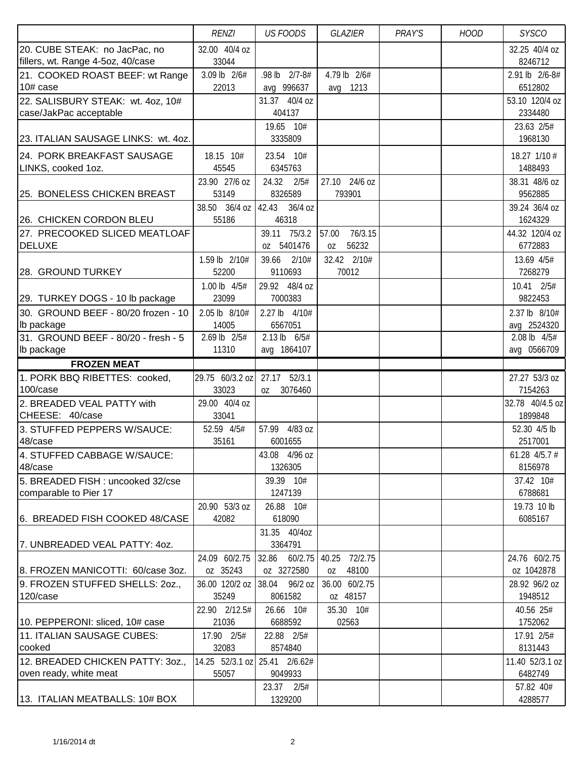| | RENZI | US FOODS | GLAZIER | PRAY'S | HOOD | SYSCO |
|---|---|---|---|---|---|---|
| 20. CUBE STEAK: no JacPac, no fillers, wt. Range 4-5oz, 40/case | 32.00 40/4 oz 33044 | | | | | 32.25 40/4 oz 8246712 |
| 21. COOKED ROAST BEEF: wt Range 10# case | 3.09 lb 2/6# 22013 | .98 lb 2/7-8# avg 996637 | 4.79 lb 2/6# avg 1213 | | | 2.91 lb 2/6-8# 6512802 |
| 22. SALISBURY STEAK: wt. 4oz, 10# case/JakPac acceptable | | 31.37 40/4 oz 404137 | | | | 53.10 120/4 oz 2334480 |
| 23. ITALIAN SAUSAGE LINKS: wt. 4oz. | | 19.65 10# 3335809 | | | | 23.63 2/5# 1968130 |
| 24. PORK BREAKFAST SAUSAGE LINKS, cooked 1oz. | 18.15 10# 45545 | 23.54 10# 6345763 | | | | 18.27 1/10 # 1488493 |
| 25. BONELESS CHICKEN BREAST | 23.90 27/6 oz 53149 | 24.32 2/5# 8326589 | 27.10 24/6 oz 793901 | | | 38.31 48/6 oz 9562885 |
| 26. CHICKEN CORDON BLEU | 38.50 36/4 oz 55186 | 42.43 36/4 oz 46318 | | | | 39.24 36/4 oz 1624329 |
| 27. PRECOOKED SLICED MEATLOAF DELUXE | | 39.11 75/3.2 oz 5401476 | 57.00 76/3.15 oz 56232 | | | 44.32 120/4 oz 6772883 |
| 28. GROUND TURKEY | 1.59 lb 2/10# 52200 | 39.66 2/10# 9110693 | 32.42 2/10# 70012 | | | 13.69 4/5# 7268279 |
| 29. TURKEY DOGS - 10 lb package | 1.00 lb 4/5# 23099 | 29.92 48/4 oz 7000383 | | | | 10.41 2/5# 9822453 |
| 30. GROUND BEEF - 80/20 frozen - 10 lb package | 2.05 lb 8/10# 14005 | 2.27 lb 4/10# 6567051 | | | | 2.37 lb 8/10# avg 2524320 |
| 31. GROUND BEEF - 80/20 - fresh - 5 lb package | 2.69 lb 2/5# 11310 | 2.13 lb 6/5# avg 1864107 | | | | 2.08 lb 4/5# avg 0566709 |
| **FROZEN MEAT** | | | | | | |
| 1. PORK BBQ RIBETTES: cooked, 100/case | 29.75 60/3.2 oz 33023 | 27.17 52/3.1 oz 3076460 | | | | 27.27 53/3 oz 7154263 |
| 2. BREADED VEAL PATTY with CHEESE: 40/case | 29.00 40/4 oz 33041 | | | | | 32.78 40/4.5 oz 1899848 |
| 3. STUFFED PEPPERS W/SAUCE: 48/case | 52.59 4/5# 35161 | 57.99 4/83 oz 6001655 | | | | 52.30 4/5 lb 2517001 |
| 4. STUFFED CABBAGE W/SAUCE: 48/case | | 43.08 4/96 oz 1326305 | | | | 61.28 4/5.7 # 8156978 |
| 5. BREADED FISH : uncooked 32/cse comparable to Pier 17 | | 39.39 10# 1247139 | | | | 37.42 10# 6788681 |
| 6. BREADED FISH COOKED 48/CASE | 20.90 53/3 oz 42082 | 26.88 10# 618090 | | | | 19.73 10 lb 6085167 |
| 7. UNBREADED VEAL PATTY: 4oz. | | 31.35 40/4oz 3364791 | | | | |
| 8. FROZEN MANICOTTI: 60/case 3oz. | 24.09 60/2.75 oz 35243 | 32.86 60/2.75 oz 3272580 | 40.25 72/2.75 oz 48100 | | | 24.76 60/2.75 oz 1042878 |
| 9. FROZEN STUFFED SHELLS: 2oz., 120/case | 36.00 120/2 oz 35249 | 38.04 96/2 oz 8061582 | 36.00 60/2.75 oz 48157 | | | 28.92 96/2 oz 1948512 |
| 10. PEPPERONI: sliced, 10# case | 22.90 2/12.5# 21036 | 26.66 10# 6688592 | 35.30 10# 02563 | | | 40.56 25# 1752062 |
| 11. ITALIAN SAUSAGE CUBES: cooked | 17.90 2/5# 32083 | 22.88 2/5# 8574840 | | | | 17.91 2/5# 8131443 |
| 12. BREADED CHICKEN PATTY: 3oz., oven ready, white meat | 14.25 52/3.1 oz 55057 | 25.41 2/6.62# 9049933 | | | | 11.40 52/3.1 oz 6482749 |
| 13. ITALIAN MEATBALLS: 10# BOX | | 23.37 2/5# 1329200 | | | | 57.82 40# 4288577 |

1/16/2014 dt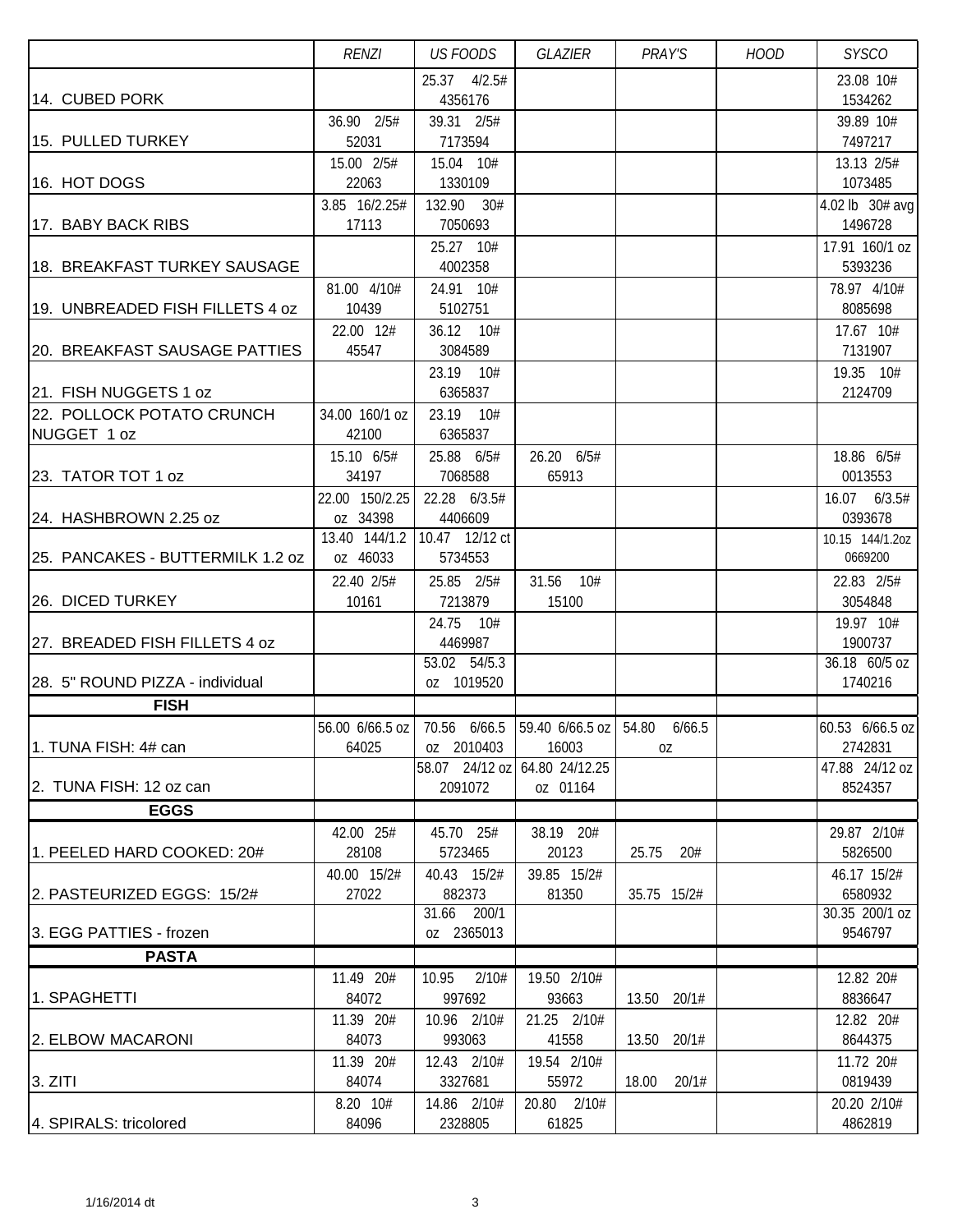| | RENZI | US FOODS | GLAZIER | PRAY'S | HOOD | SYSCO |
|---|---|---|---|---|---|---|
| 14. CUBED PORK | | 25.37 4/2.5# 4356176 | | | | 23.08 10# 1534262 |
| 15. PULLED TURKEY | 36.90 2/5# 52031 | 39.31 2/5# 7173594 | | | | 39.89 10# 7497217 |
| 16. HOT DOGS | 15.00 2/5# 22063 | 15.04 10# 1330109 | | | | 13.13 2/5# 1073485 |
| 17. BABY BACK RIBS | 3.85 16/2.25# 17113 | 132.90 30# 7050693 | | | | 4.02 lb 30# avg 1496728 |
| 18. BREAKFAST TURKEY SAUSAGE | | 25.27 10# 4002358 | | | | 17.91 160/1 oz 5393236 |
| 19. UNBREADED FISH FILLETS 4 oz | 81.00 4/10# 10439 | 24.91 10# 5102751 | | | | 78.97 4/10# 8085698 |
| 20. BREAKFAST SAUSAGE PATTIES | 22.00 12# 45547 | 36.12 10# 3084589 | | | | 17.67 10# 7131907 |
| 21. FISH NUGGETS 1 oz | | 23.19 10# 6365837 | | | | 19.35 10# 2124709 |
| 22. POLLOCK POTATO CRUNCH NUGGET 1 oz | 34.00 160/1 oz 42100 | 23.19 10# 6365837 | | | | |
| 23. TATOR TOT 1 oz | 15.10 6/5# 34197 | 25.88 6/5# 7068588 | 26.20 6/5# 65913 | | | 18.86 6/5# 0013553 |
| 24. HASHBROWN 2.25 oz | 22.00 150/2.25 oz 34398 | 22.28 6/3.5# 4406609 | | | | 16.07 6/3.5# 0393678 |
| 25. PANCAKES - BUTTERMILK 1.2 oz | 13.40 144/1.2 oz 46033 | 10.47 12/12 ct 5734553 | | | | 10.15 144/1.2oz 0669200 |
| 26. DICED TURKEY | 22.40 2/5# 10161 | 25.85 2/5# 7213879 | 31.56 10# 15100 | | | 22.83 2/5# 3054848 |
| 27. BREADED FISH FILLETS 4 oz | | 24.75 10# 4469987 | | | | 19.97 10# 1900737 |
| 28. 5" ROUND PIZZA - individual | | 53.02 54/5.3 oz 1019520 | | | | 36.18 60/5 oz 1740216 |
| **FISH** | | | | | | |
| 1. TUNA FISH: 4# can | 56.00 6/66.5 oz 64025 | 70.56 6/66.5 oz 2010403 | 59.40 6/66.5 oz 16003 | 54.80 6/66.5 oz | | 60.53 6/66.5 oz 2742831 |
| 2. TUNA FISH: 12 oz can | | 58.07 24/12 oz 2091072 | 64.80 24/12.25 oz 01164 | | | 47.88 24/12 oz 8524357 |
| **EGGS** | | | | | | |
| 1. PEELED HARD COOKED: 20# | 42.00 25# 28108 | 45.70 25# 5723465 | 38.19 20# 20123 | 25.75 20# | | 29.87 2/10# 5826500 |
| 2. PASTEURIZED EGGS: 15/2# | 40.00 15/2# 27022 | 40.43 15/2# 882373 | 39.85 15/2# 81350 | 35.75 15/2# | | 46.17 15/2# 6580932 |
| 3. EGG PATTIES - frozen | | 31.66 200/1 oz 2365013 | | | | 30.35 200/1 oz 9546797 |
| **PASTA** | | | | | | |
| 1. SPAGHETTI | 11.49 20# 84072 | 10.95 2/10# 997692 | 19.50 2/10# 93663 | 13.50 20/1# | | 12.82 20# 8836647 |
| 2. ELBOW MACARONI | 11.39 20# 84073 | 10.96 2/10# 993063 | 21.25 2/10# 41558 | 13.50 20/1# | | 12.82 20# 8644375 |
| 3. ZITI | 11.39 20# 84074 | 12.43 2/10# 3327681 | 19.54 2/10# 55972 | 18.00 20/1# | | 11.72 20# 0819439 |
| 4. SPIRALS: tricolored | 8.20 10# 84096 | 14.86 2/10# 2328805 | 20.80 2/10# 61825 | | | 20.20 2/10# 4862819 |

1/16/2014 dt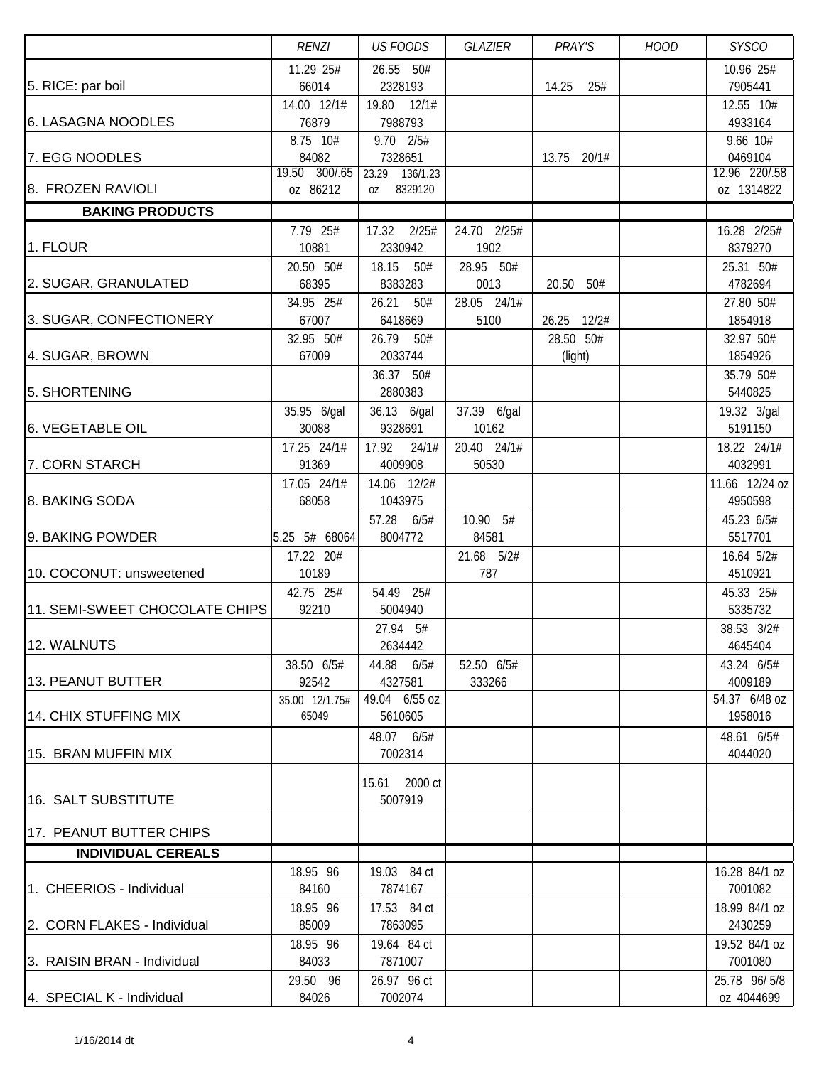| | RENZI | US FOODS | GLAZIER | PRAY'S | HOOD | SYSCO |
|---|---|---|---|---|---|---|
| 5. RICE: par boil | 11.29 25# 66014 | 26.55 50# 2328193 | | 14.25 25# | | 10.96 25# 7905441 |
| 6. LASAGNA NOODLES | 14.00 12/1# 76879 | 19.80 12/1# 7988793 | | | | 12.55 10# 4933164 |
| 7. EGG NOODLES | 8.75 10# 84082 | 9.70 2/5# 7328651 | | 13.75 20/1# | | 9.66 10# 0469104 |
| 8. FROZEN RAVIOLI | 19.50 300/.65 oz 86212 | 23.29 136/1.23 oz 8329120 | | | | 12.96 220/.58 oz 1314822 |
| **BAKING PRODUCTS** | | | | | | |
| 1. FLOUR | 7.79 25# 10881 | 17.32 2/25# 2330942 | 24.70 2/25# 1902 | | | 16.28 2/25# 8379270 |
| 2. SUGAR, GRANULATED | 20.50 50# 68395 | 18.15 50# 8383283 | 28.95 50# 0013 | 20.50 50# | | 25.31 50# 4782694 |
| 3. SUGAR, CONFECTIONERY | 34.95 25# 67007 | 26.21 50# 6418669 | 28.05 24/1# 5100 | 26.25 12/2# | | 27.80 50# 1854918 |
| 4. SUGAR, BROWN | 32.95 50# 67009 | 26.79 50# 2033744 | | 28.50 50# (light) | | 32.97 50# 1854926 |
| 5. SHORTENING | | 36.37 50# 2880383 | | | | 35.79 50# 5440825 |
| 6. VEGETABLE OIL | 35.95 6/gal 30088 | 36.13 6/gal 9328691 | 37.39 6/gal 10162 | | | 19.32 3/gal 5191150 |
| 7. CORN STARCH | 17.25 24/1# 91369 | 17.92 24/1# 4009908 | 20.40 24/1# 50530 | | | 18.22 24/1# 4032991 |
| 8. BAKING SODA | 17.05 24/1# 68058 | 14.06 12/2# 1043975 | | | | 11.66 12/24 oz 4950598 |
| 9. BAKING POWDER | 5.25 5# 68064 | 57.28 6/5# 8004772 | 10.90 5# 84581 | | | 45.23 6/5# 5517701 |
| 10. COCONUT: unsweetened | 17.22 20# 10189 | | 21.68 5/2# 787 | | | 16.64 5/2# 4510921 |
| 11. SEMI-SWEET CHOCOLATE CHIPS | 42.75 25# 92210 | 54.49 25# 5004940 | | | | 45.33 25# 5335732 |
| 12. WALNUTS | | 27.94 5# 2634442 | | | | 38.53 3/2# 4645404 |
| 13. PEANUT BUTTER | 38.50 6/5# 92542 | 44.88 6/5# 4327581 | 52.50 6/5# 333266 | | | 43.24 6/5# 4009189 |
| 14. CHIX STUFFING MIX | 35.00 12/1.75# 65049 | 49.04 6/55 oz 5610605 | | | | 54.37 6/48 oz 1958016 |
| 15. BRAN MUFFIN MIX | | 48.07 6/5# 7002314 | | | | 48.61 6/5# 4044020 |
| 16. SALT SUBSTITUTE | | 15.61 2000 ct 5007919 | | | | |
| 17. PEANUT BUTTER CHIPS | | | | | | |
| **INDIVIDUAL CEREALS** | | | | | | |
| 1. CHEERIOS - Individual | 18.95 96 84160 | 19.03 84 ct 7874167 | | | | 16.28 84/1 oz 7001082 |
| 2. CORN FLAKES - Individual | 18.95 96 85009 | 17.53 84 ct 7863095 | | | | 18.99 84/1 oz 2430259 |
| 3. RAISIN BRAN - Individual | 18.95 96 84033 | 19.64 84 ct 7871007 | | | | 19.52 84/1 oz 7001080 |
| 4. SPECIAL K - Individual | 29.50 96 84026 | 26.97 96 ct 7002074 | | | | 25.78 96/ 5/8 oz 4044699 |

1/16/2014 dt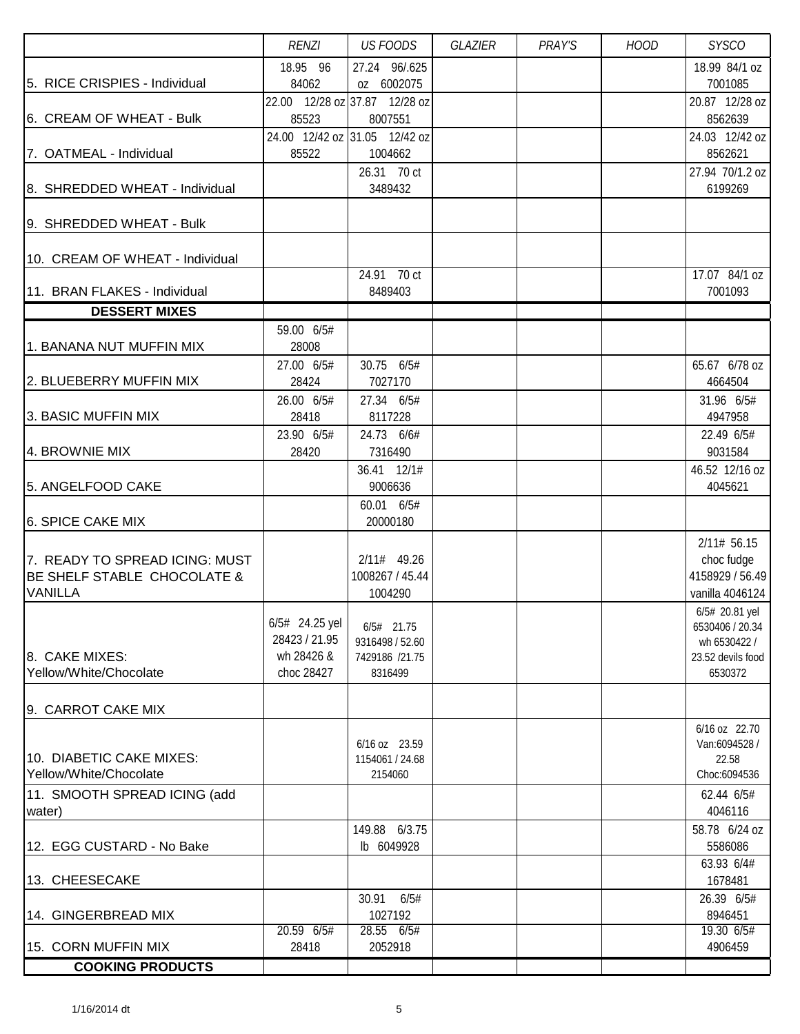| | RENZI | US FOODS | GLAZIER | PRAY'S | HOOD | SYSCO |
|---|---|---|---|---|---|---|
| 5. RICE CRISPIES - Individual | 18.95 96 84062 | 27.24 96/.625 oz 6002075 | | | | 18.99 84/1 oz 7001085 |
| 6. CREAM OF WHEAT - Bulk | 22.00 12/28 oz 85523 | 37.87 12/28 oz 8007551 | | | | 20.87 12/28 oz 8562639 |
| 7. OATMEAL - Individual | 24.00 12/42 oz 85522 | 31.05 12/42 oz 1004662 | | | | 24.03 12/42 oz 8562621 |
| 8. SHREDDED WHEAT - Individual | | 26.31 70 ct 3489432 | | | | 27.94 70/1.2 oz 6199269 |
| 9. SHREDDED WHEAT - Bulk | | | | | | |
| 10. CREAM OF WHEAT - Individual | | | | | | |
| 11. BRAN FLAKES - Individual | | 24.91 70 ct 8489403 | | | | 17.07 84/1 oz 7001093 |
| **DESSERT MIXES** | | | | | | |
| 1. BANANA NUT MUFFIN MIX | 59.00 6/5# 28008 | | | | | |
| 2. BLUEBERRY MUFFIN MIX | 27.00 6/5# 28424 | 30.75 6/5# 7027170 | | | | 65.67 6/78 oz 4664504 |
| 3. BASIC MUFFIN MIX | 26.00 6/5# 28418 | 27.34 6/5# 8117228 | | | | 31.96 6/5# 4947958 |
| 4. BROWNIE MIX | 23.90 6/5# 28420 | 24.73 6/6# 7316490 | | | | 22.49 6/5# 9031584 |
| 5. ANGELFOOD CAKE | | 36.41 12/1# 9006636 | | | | 46.52 12/16 oz 4045621 |
| 6. SPICE CAKE MIX | | 60.01 6/5# 20000180 | | | | |
| 7. READY TO SPREAD ICING: MUST BE SHELF STABLE CHOCOLATE & VANILLA | | 2/11# 49.26 1008267 / 45.44 1004290 | | | | 2/11# 56.15 choc fudge 4158929 / 56.49 vanilla 4046124 |
| 8. CAKE MIXES: Yellow/White/Chocolate | 6/5# 24.25 yel 28423 / 21.95 wh 28426 & choc 28427 | 6/5# 21.75 9316498 / 52.60 7429186 /21.75 8316499 | | | | 6/5# 20.81 yel 6530406 / 20.34 wh 6530422 / 23.52 devils food 6530372 |
| 9. CARROT CAKE MIX | | | | | | |
| 10. DIABETIC CAKE MIXES: Yellow/White/Chocolate | | 6/16 oz 23.59 1154061 / 24.68 2154060 | | | | 6/16 oz 22.70 Van:6094528 / 22.58 Choc:6094536 |
| 11. SMOOTH SPREAD ICING (add water) | | | | | | 62.44 6/5# 4046116 |
| 12. EGG CUSTARD - No Bake | | 149.88 6/3.75 lb 6049928 | | | | 58.78 6/24 oz 5586086 |
| 13. CHEESECAKE | | | | | | 63.93 6/4# 1678481 |
| 14. GINGERBREAD MIX | | 30.91 6/5# 1027192 | | | | 26.39 6/5# 8946451 |
| 15. CORN MUFFIN MIX | 20.59 6/5# 28418 | 28.55 6/5# 2052918 | | | | 19.30 6/5# 4906459 |
| **COOKING PRODUCTS** | | | | | | |

1/16/2014 dt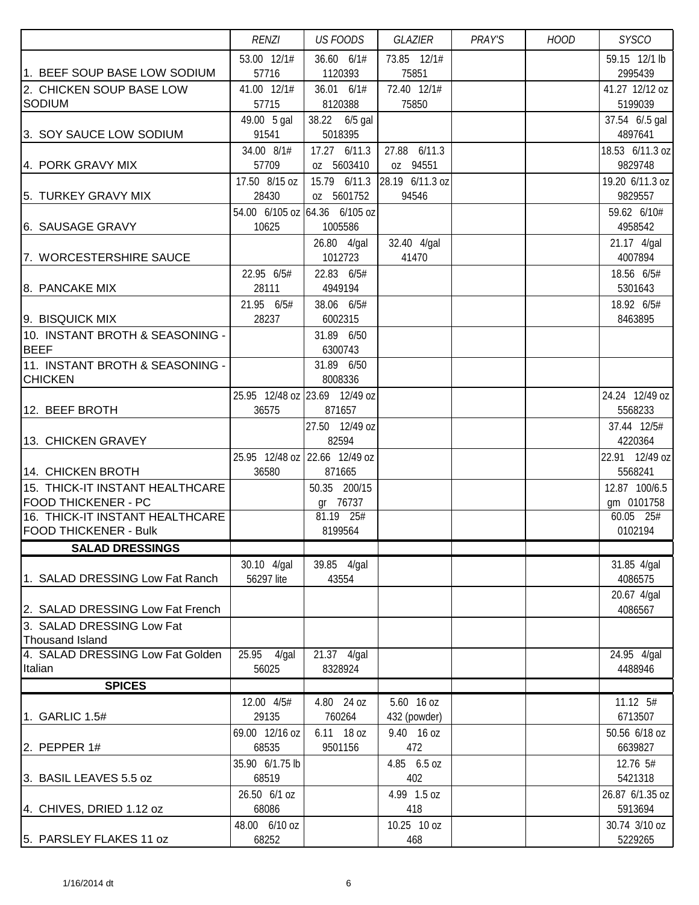| | RENZI | US FOODS | GLAZIER | PRAY'S | HOOD | SYSCO |
|---|---|---|---|---|---|---|
| 1. BEEF SOUP BASE LOW SODIUM | 53.00 12/1# 57716 | 36.60 6/1# 1120393 | 73.85 12/1# 75851 | | | 59.15 12/1 lb 2995439 |
| 2. CHICKEN SOUP BASE LOW SODIUM | 41.00 12/1# 57715 | 36.01 6/1# 8120388 | 72.40 12/1# 75850 | | | 41.27 12/12 oz 5199039 |
| 3. SOY SAUCE LOW SODIUM | 49.00 5 gal 91541 | 38.22 6/5 gal 5018395 | | | | 37.54 6/.5 gal 4897641 |
| 4. PORK GRAVY MIX | 34.00 8/1# 57709 | 17.27 6/11.3 oz 5603410 | 27.88 6/11.3 oz 94551 | | | 18.53 6/11.3 oz 9829748 |
| 5. TURKEY GRAVY MIX | 17.50 8/15 oz 28430 | 15.79 6/11.3 oz 5601752 | 28.19 6/11.3 oz 94546 | | | 19.20 6/11.3 oz 9829557 |
| 6. SAUSAGE GRAVY | 54.00 6/105 oz 10625 | 64.36 6/105 oz 1005586 | | | | 59.62 6/10# 4958542 |
| 7. WORCESTERSHIRE SAUCE | | 26.80 4/gal 1012723 | 32.40 4/gal 41470 | | | 21.17 4/gal 4007894 |
| 8. PANCAKE MIX | 22.95 6/5# 28111 | 22.83 6/5# 4949194 | | | | 18.56 6/5# 5301643 |
| 9. BISQUICK MIX | 21.95 6/5# 28237 | 38.06 6/5# 6002315 | | | | 18.92 6/5# 8463895 |
| 10. INSTANT BROTH & SEASONING - BEEF | | 31.89 6/50 6300743 | | | | |
| 11. INSTANT BROTH & SEASONING - CHICKEN | | 31.89 6/50 8008336 | | | | |
| 12. BEEF BROTH | 25.95 12/48 oz 36575 | 23.69 12/49 oz 871657 | | | | 24.24 12/49 oz 5568233 |
| 13. CHICKEN GRAVEY | | 27.50 12/49 oz 82594 | | | | 37.44 12/5# 4220364 |
| 14. CHICKEN BROTH | 25.95 12/48 oz 36580 | 22.66 12/49 oz 871665 | | | | 22.91 12/49 oz 5568241 |
| 15. THICK-IT INSTANT HEALTHCARE FOOD THICKENER - PC | | 50.35 200/15 gr 76737 | | | | 12.87 100/6.5 gm 0101758 |
| 16. THICK-IT INSTANT HEALTHCARE FOOD THICKENER - Bulk | | 81.19 25# 8199564 | | | | 60.05 25# 0102194 |
| **SALAD DRESSINGS** | | | | | | |
| 1. SALAD DRESSING Low Fat Ranch | 30.10 4/gal 56297 lite | 39.85 4/gal 43554 | | | | 31.85 4/gal 4086575 |
| 2. SALAD DRESSING Low Fat French | | | | | | 20.67 4/gal 4086567 |
| 3. SALAD DRESSING Low Fat Thousand Island | | | | | | |
| 4. SALAD DRESSING Low Fat Golden Italian | 25.95 4/gal 56025 | 21.37 4/gal 8328924 | | | | 24.95 4/gal 4488946 |
| **SPICES** | | | | | | |
| 1. GARLIC 1.5# | 12.00 4/5# 29135 | 4.80 24 oz 760264 | 5.60 16 oz 432 (powder) | | | 11.12 5# 6713507 |
| 2. PEPPER 1# | 69.00 12/16 oz 68535 | 6.11 18 oz 9501156 | 9.40 16 oz 472 | | | 50.56 6/18 oz 6639827 |
| 3. BASIL LEAVES 5.5 oz | 35.90 6/1.75 lb 68519 | | 4.85 6.5 oz 402 | | | 12.76 5# 5421318 |
| 4. CHIVES, DRIED 1.12 oz | 26.50 6/1 oz 68086 | | 4.99 1.5 oz 418 | | | 26.87 6/1.35 oz 5913694 |
| 5. PARSLEY FLAKES 11 oz | 48.00 6/10 oz 68252 | | 10.25 10 oz 468 | | | 30.74 3/10 oz 5229265 |

1/16/2014 dt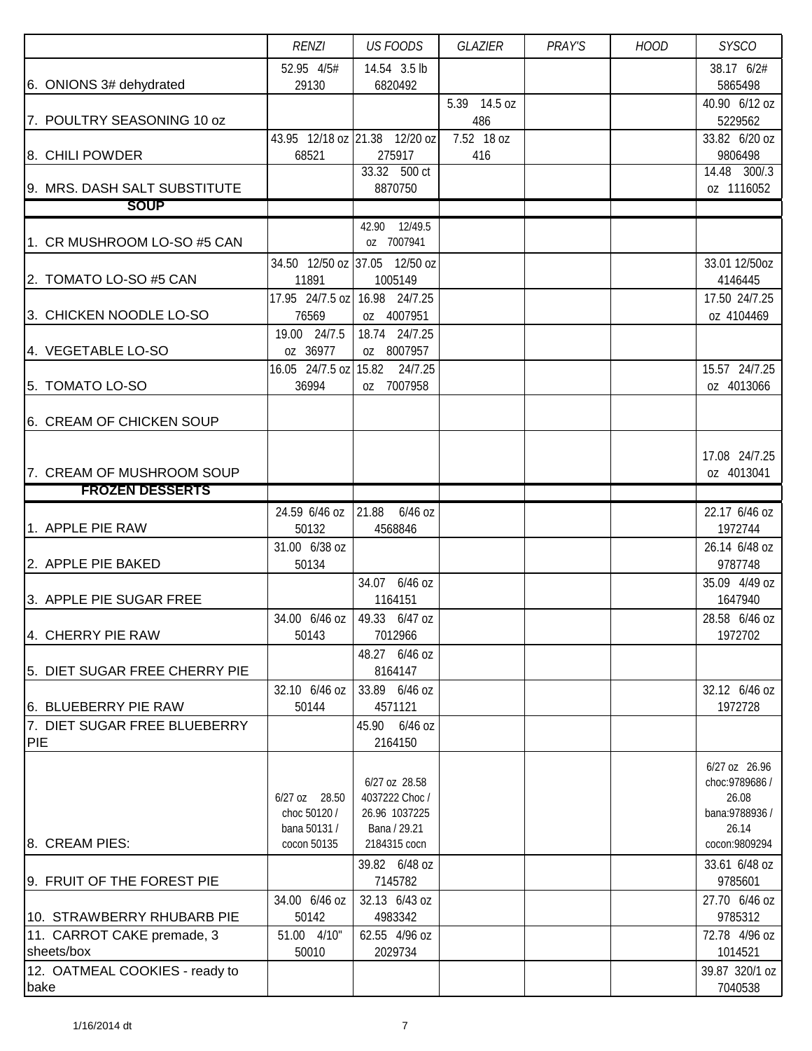| | RENZI | US FOODS | GLAZIER | PRAY'S | HOOD | SYSCO |
|---|---|---|---|---|---|---|
| 6. ONIONS 3# dehydrated | 52.95 4/5# 29130 | 14.54 3.5 lb 6820492 | | | | 38.17 6/2# 5865498 |
| 7. POULTRY SEASONING 10 oz | | | 5.39 14.5 oz 486 | | | 40.90 6/12 oz 5229562 |
| 8. CHILI POWDER | 43.95 12/18 oz 68521 | 21.38 12/20 oz 275917 | 7.52 18 oz 416 | | | 33.82 6/20 oz 9806498 |
| 9. MRS. DASH SALT SUBSTITUTE | | 33.32 500 ct 8870750 | | | | 14.48 300/.3 oz 1116052 |
| **SOUP** | | | | | | |
| 1. CR MUSHROOM LO-SO #5 CAN | | 42.90 12/49.5 oz 7007941 | | | | |
| 2. TOMATO LO-SO #5 CAN | 34.50 12/50 oz 11891 | 37.05 12/50 oz 1005149 | | | | 33.01 12/50oz 4146445 |
| 3. CHICKEN NOODLE LO-SO | 17.95 24/7.5 oz 76569 | 16.98 24/7.25 oz 4007951 | | | | 17.50 24/7.25 oz 4104469 |
| 4. VEGETABLE LO-SO | 19.00 24/7.5 oz 36977 | 18.74 24/7.25 oz 8007957 | | | | |
| 5. TOMATO LO-SO | 16.05 24/7.5 oz 36994 | 15.82 24/7.25 oz 7007958 | | | | 15.57 24/7.25 oz 4013066 |
| 6. CREAM OF CHICKEN SOUP | | | | | | |
| 7. CREAM OF MUSHROOM SOUP | | | | | | 17.08 24/7.25 oz 4013041 |
| **FROZEN DESSERTS** | | | | | | |
| 1. APPLE PIE RAW | 24.59 6/46 oz 50132 | 21.88 6/46 oz 4568846 | | | | 22.17 6/46 oz 1972744 |
| 2. APPLE PIE BAKED | 31.00 6/38 oz 50134 | | | | | 26.14 6/48 oz 9787748 |
| 3. APPLE PIE SUGAR FREE | | 34.07 6/46 oz 1164151 | | | | 35.09 4/49 oz 1647940 |
| 4. CHERRY PIE RAW | 34.00 6/46 oz 50143 | 49.33 6/47 oz 7012966 | | | | 28.58 6/46 oz 1972702 |
| 5. DIET SUGAR FREE CHERRY PIE | | 48.27 6/46 oz 8164147 | | | | |
| 6. BLUEBERRY PIE RAW | 32.10 6/46 oz 50144 | 33.89 6/46 oz 4571121 | | | | 32.12 6/46 oz 1972728 |
| 7. DIET SUGAR FREE BLUEBERRY PIE | | 45.90 6/46 oz 2164150 | | | | |
| 8. CREAM PIES: | 6/27 oz 28.50 choc 50120 / bana 50131 / cocon 50135 | 6/27 oz 28.58 4037222 Choc / 26.96 1037225 Bana / 29.21 2184315 cocn | | | | 6/27 oz 26.96 choc:9789686 / 26.08 bana:9788936 / 26.14 cocon:9809294 |
| 9. FRUIT OF THE FOREST PIE | | 39.82 6/48 oz 7145782 | | | | 33.61 6/48 oz 9785601 |
| 10. STRAWBERRY RHUBARB PIE | 34.00 6/46 oz 50142 | 32.13 6/43 oz 4983342 | | | | 27.70 6/46 oz 9785312 |
| 11. CARROT CAKE premade, 3 sheets/box | 51.00 4/10" 50010 | 62.55 4/96 oz 2029734 | | | | 72.78 4/96 oz 1014521 |
| 12. OATMEAL COOKIES - ready to bake | | | | | | 39.87 320/1 oz 7040538 |

1/16/2014 dt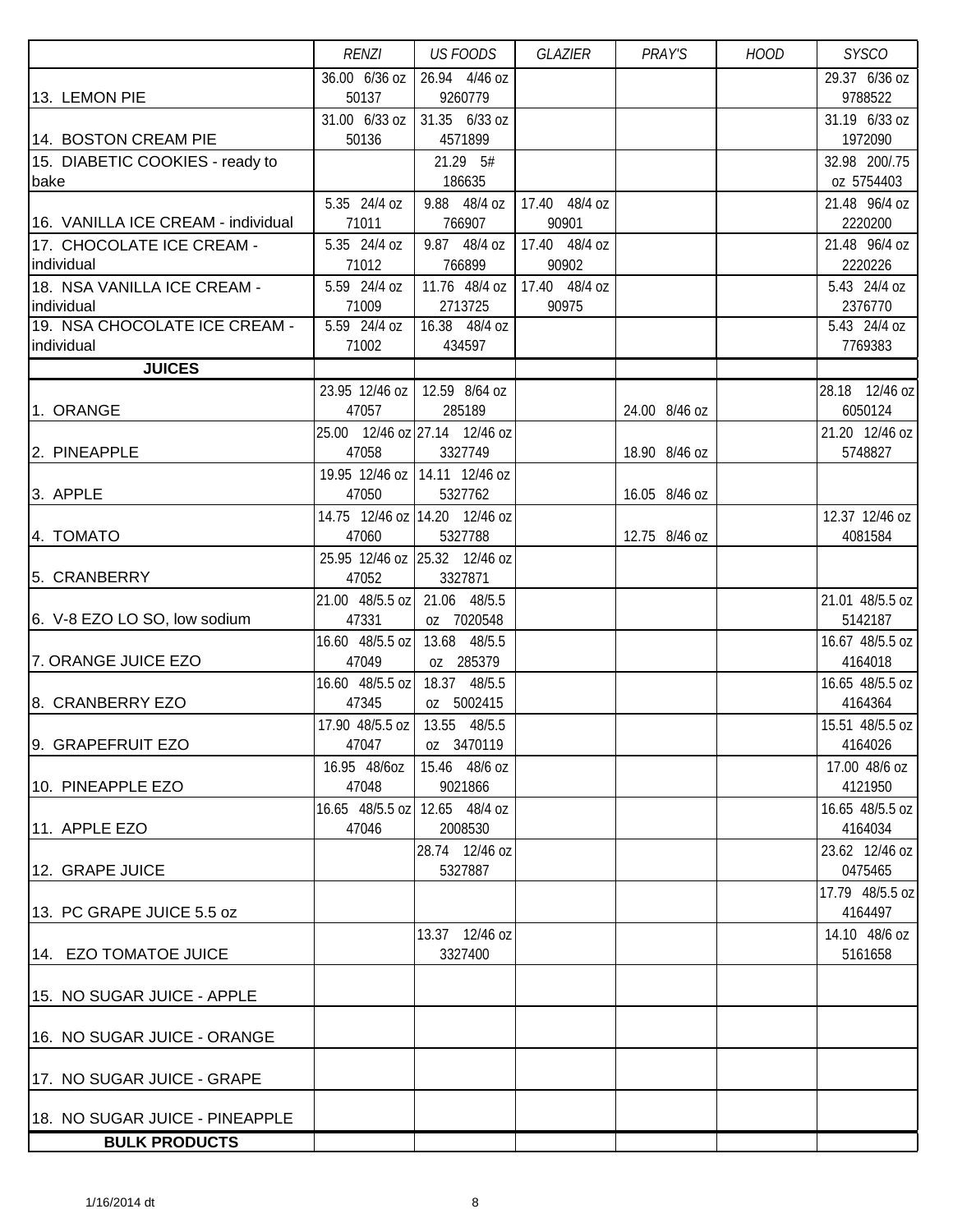| | *RENZI* | *US FOODS* | *GLAZIER* | *PRAY'S* | *HOOD* | *SYSCO* |
|---|---|---|---|---|---|---|
| 13. LEMON PIE | 36.00 6/36 oz 50137 | 26.94 4/46 oz 9260779 | | | | 29.37 6/36 oz 9788522 |
| 14. BOSTON CREAM PIE | 31.00 6/33 oz 50136 | 31.35 6/33 oz 4571899 | | | | 31.19 6/33 oz 1972090 |
| 15. DIABETIC COOKIES - ready to bake | | 21.29 5# 186635 | | | | 32.98 200/.75 oz 5754403 |
| 16. VANILLA ICE CREAM - individual | 5.35 24/4 oz 71011 | 9.88 48/4 oz 766907 | 17.40 48/4 oz 90901 | | | 21.48 96/4 oz 2220200 |
| 17. CHOCOLATE ICE CREAM - individual | 5.35 24/4 oz 71012 | 9.87 48/4 oz 766899 | 17.40 48/4 oz 90902 | | | 21.48 96/4 oz 2220226 |
| 18. NSA VANILLA ICE CREAM - individual | 5.59 24/4 oz 71009 | 11.76 48/4 oz 2713725 | 17.40 48/4 oz 90975 | | | 5.43 24/4 oz 2376770 |
| 19. NSA CHOCOLATE ICE CREAM - individual | 5.59 24/4 oz 71002 | 16.38 48/4 oz 434597 | | | | 5.43 24/4 oz 7769383 |
| **JUICES** | | | | | | |
| 1. ORANGE | 23.95 12/46 oz 47057 | 12.59 8/64 oz 285189 | | 24.00 8/46 oz | | 28.18 12/46 oz 6050124 |
| 2. PINEAPPLE | 25.00 12/46 oz 47058 | 27.14 12/46 oz 3327749 | | 18.90 8/46 oz | | 21.20 12/46 oz 5748827 |
| 3. APPLE | 19.95 12/46 oz 47050 | 14.11 12/46 oz 5327762 | | 16.05 8/46 oz | | |
| 4. TOMATO | 14.75 12/46 oz 47060 | 14.20 12/46 oz 5327788 | | 12.75 8/46 oz | | 12.37 12/46 oz 4081584 |
| 5. CRANBERRY | 25.95 12/46 oz 47052 | 25.32 12/46 oz 3327871 | | | | |
| 6. V-8 EZO LO SO, low sodium | 21.00 48/5.5 oz 47331 | 21.06 48/5.5 oz 7020548 | | | | 21.01 48/5.5 oz 5142187 |
| 7. ORANGE JUICE EZO | 16.60 48/5.5 oz 47049 | 13.68 48/5.5 oz 285379 | | | | 16.67 48/5.5 oz 4164018 |
| 8. CRANBERRY EZO | 16.60 48/5.5 oz 47345 | 18.37 48/5.5 oz 5002415 | | | | 16.65 48/5.5 oz 4164364 |
| 9. GRAPEFRUIT EZO | 17.90 48/5.5 oz 47047 | 13.55 48/5.5 oz 3470119 | | | | 15.51 48/5.5 oz 4164026 |
| 10. PINEAPPLE EZO | 16.95 48/6oz 47048 | 15.46 48/6 oz 9021866 | | | | 17.00 48/6 oz 4121950 |
| 11. APPLE EZO | 16.65 48/5.5 oz 47046 | 12.65 48/4 oz 2008530 | | | | 16.65 48/5.5 oz 4164034 |
| 12. GRAPE JUICE | | 28.74 12/46 oz 5327887 | | | | 23.62 12/46 oz 0475465 |
| 13. PC GRAPE JUICE 5.5 oz | | | | | | 17.79 48/5.5 oz 4164497 |
| 14. EZO TOMATOE JUICE | | 13.37 12/46 oz 3327400 | | | | 14.10 48/6 oz 5161658 |
| 15. NO SUGAR JUICE - APPLE | | | | | | |
| 16. NO SUGAR JUICE - ORANGE | | | | | | |
| 17. NO SUGAR JUICE - GRAPE | | | | | | |
| 18. NO SUGAR JUICE - PINEAPPLE | | | | | | |
| **BULK PRODUCTS** | | | | | | |

1/16/2014 dt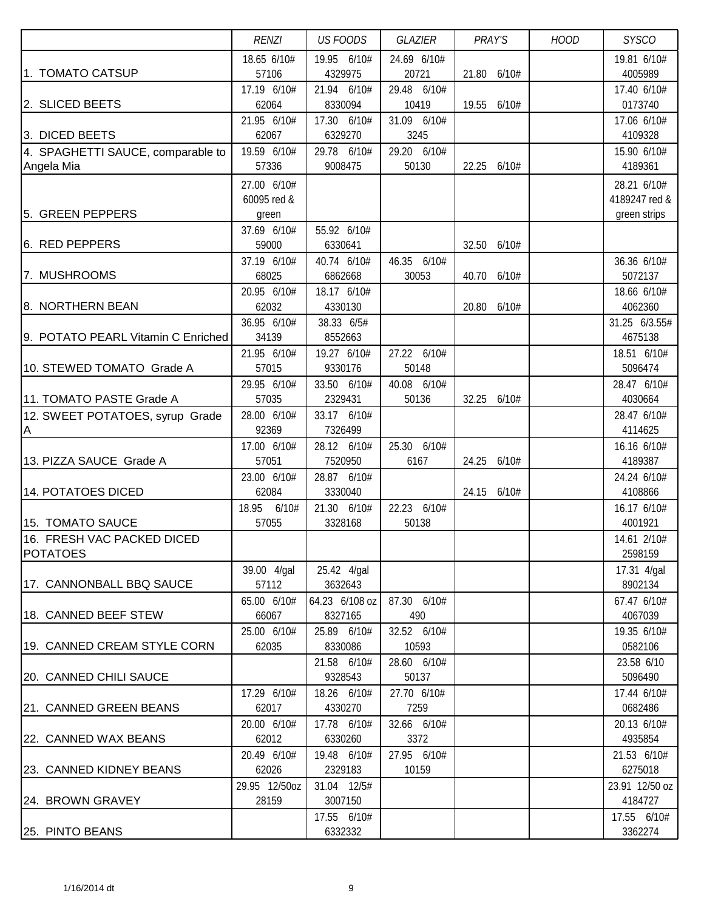| | RENZI | US FOODS | GLAZIER | PRAY'S | HOOD | SYSCO |
|---|---|---|---|---|---|---|
| 1. TOMATO CATSUP | 18.65 6/10# 57106 | 19.95 6/10# 4329975 | 24.69 6/10# 20721 | 21.80 6/10# | | 19.81 6/10# 4005989 |
| 2. SLICED BEETS | 17.19 6/10# 62064 | 21.94 6/10# 8330094 | 29.48 6/10# 10419 | 19.55 6/10# | | 17.40 6/10# 0173740 |
| 3. DICED BEETS | 21.95 6/10# 62067 | 17.30 6/10# 6329270 | 31.09 6/10# 3245 | | | 17.06 6/10# 4109328 |
| 4. SPAGHETTI SAUCE, comparable to Angela Mia | 19.59 6/10# 57336 | 29.78 6/10# 9008475 | 29.20 6/10# 50130 | 22.25 6/10# | | 15.90 6/10# 4189361 |
| 5. GREEN PEPPERS | 27.00 6/10# 60095 red & green | | | | | 28.21 6/10# 4189247 red & green strips |
| 6. RED PEPPERS | 37.69 6/10# 59000 | 55.92 6/10# 6330641 | | 32.50 6/10# | | |
| 7. MUSHROOMS | 37.19 6/10# 68025 | 40.74 6/10# 6862668 | 46.35 6/10# 30053 | 40.70 6/10# | | 36.36 6/10# 5072137 |
| 8. NORTHERN BEAN | 20.95 6/10# 62032 | 18.17 6/10# 4330130 | | 20.80 6/10# | | 18.66 6/10# 4062360 |
| 9. POTATO PEARL Vitamin C Enriched | 36.95 6/10# 34139 | 38.33 6/5# 8552663 | | | | 31.25 6/3.55# 4675138 |
| 10. STEWED TOMATO Grade A | 21.95 6/10# 57015 | 19.27 6/10# 9330176 | 27.22 6/10# 50148 | | | 18.51 6/10# 5096474 |
| 11. TOMATO PASTE Grade A | 29.95 6/10# 57035 | 33.50 6/10# 2329431 | 40.08 6/10# 50136 | 32.25 6/10# | | 28.47 6/10# 4030664 |
| 12. SWEET POTATOES, syrup Grade A | 28.00 6/10# 92369 | 33.17 6/10# 7326499 | | | | 28.47 6/10# 4114625 |
| 13. PIZZA SAUCE Grade A | 17.00 6/10# 57051 | 28.12 6/10# 7520950 | 25.30 6/10# 6167 | 24.25 6/10# | | 16.16 6/10# 4189387 |
| 14. POTATOES DICED | 23.00 6/10# 62084 | 28.87 6/10# 3330040 | | 24.15 6/10# | | 24.24 6/10# 4108866 |
| 15. TOMATO SAUCE | 18.95 6/10# 57055 | 21.30 6/10# 3328168 | 22.23 6/10# 50138 | | | 16.17 6/10# 4001921 |
| 16. FRESH VAC PACKED DICED POTATOES | | | | | | 14.61 2/10# 2598159 |
| 17. CANNONBALL BBQ SAUCE | 39.00 4/gal 57112 | 25.42 4/gal 3632643 | | | | 17.31 4/gal 8902134 |
| 18. CANNED BEEF STEW | 65.00 6/10# 66067 | 64.23 6/108 oz 8327165 | 87.30 6/10# 490 | | | 67.47 6/10# 4067039 |
| 19. CANNED CREAM STYLE CORN | 25.00 6/10# 62035 | 25.89 6/10# 8330086 | 32.52 6/10# 10593 | | | 19.35 6/10# 0582106 |
| 20. CANNED CHILI SAUCE | | 21.58 6/10# 9328543 | 28.60 6/10# 50137 | | | 23.58 6/10 5096490 |
| 21. CANNED GREEN BEANS | 17.29 6/10# 62017 | 18.26 6/10# 4330270 | 27.70 6/10# 7259 | | | 17.44 6/10# 0682486 |
| 22. CANNED WAX BEANS | 20.00 6/10# 62012 | 17.78 6/10# 6330260 | 32.66 6/10# 3372 | | | 20.13 6/10# 4935854 |
| 23. CANNED KIDNEY BEANS | 20.49 6/10# 62026 | 19.48 6/10# 2329183 | 27.95 6/10# 10159 | | | 21.53 6/10# 6275018 |
| 24. BROWN GRAVEY | 29.95 12/50oz 28159 | 31.04 12/5# 3007150 | | | | 23.91 12/50 oz 4184727 |
| 25. PINTO BEANS | | 17.55 6/10# 6332332 | | | | 17.55 6/10# 3362274 |

1/16/2014 dt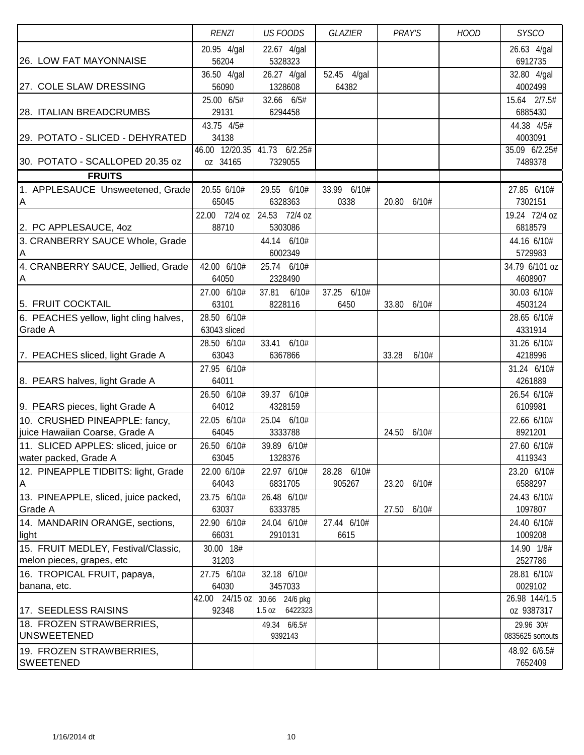| | RENZI | US FOODS | GLAZIER | PRAY'S | HOOD | SYSCO |
|---|---|---|---|---|---|---|
| 26. LOW FAT MAYONNAISE | 20.95 4/gal 56204 | 22.67 4/gal 5328323 | | | | 26.63 4/gal 6912735 |
| 27. COLE SLAW DRESSING | 36.50 4/gal 56090 | 26.27 4/gal 1328608 | 52.45 4/gal 64382 | | | 32.80 4/gal 4002499 |
| 28. ITALIAN BREADCRUMBS | 25.00 6/5# 29131 | 32.66 6/5# 6294458 | | | | 15.64 2/7.5# 6885430 |
| 29. POTATO - SLICED - DEHYRATED | 43.75 4/5# 34138 | | | | | 44.38 4/5# 4003091 |
| 30. POTATO - SCALLOPED 20.35 oz | 46.00 12/20.35 oz 34165 | 41.73 6/2.25# 7329055 | | | | 35.09 6/2.25# 7489378 |
| **FRUITS** | | | | | | |
| 1. APPLESAUCE Unsweetened, Grade A | 20.55 6/10# 65045 | 29.55 6/10# 6328363 | 33.99 6/10# 0338 | 20.80 6/10# | | 27.85 6/10# 7302151 |
| 2. PC APPLESAUCE, 4oz | 22.00 72/4 oz 88710 | 24.53 72/4 oz 5303086 | | | | 19.24 72/4 oz 6818579 |
| 3. CRANBERRY SAUCE Whole, Grade A | | 44.14 6/10# 6002349 | | | | 44.16 6/10# 5729983 |
| 4. CRANBERRY SAUCE, Jellied, Grade A | 42.00 6/10# 64050 | 25.74 6/10# 2328490 | | | | 34.79 6/101 oz 4608907 |
| 5. FRUIT COCKTAIL | 27.00 6/10# 63101 | 37.81 6/10# 8228116 | 37.25 6/10# 6450 | 33.80 6/10# | | 30.03 6/10# 4503124 |
| 6. PEACHES yellow, light cling halves, Grade A | 28.50 6/10# 63043 sliced | | | | | 28.65 6/10# 4331914 |
| 7. PEACHES sliced, light Grade A | 28.50 6/10# 63043 | 33.41 6/10# 6367866 | | 33.28 6/10# | | 31.26 6/10# 4218996 |
| 8. PEARS halves, light Grade A | 27.95 6/10# 64011 | | | | | 31.24 6/10# 4261889 |
| 9. PEARS pieces, light Grade A | 26.50 6/10# 64012 | 39.37 6/10# 4328159 | | | | 26.54 6/10# 6109981 |
| 10. CRUSHED PINEAPPLE: fancy, juice Hawaiian Coarse, Grade A | 22.05 6/10# 64045 | 25.04 6/10# 3333788 | | 24.50 6/10# | | 22.66 6/10# 8921201 |
| 11. SLICED APPLES: sliced, juice or water packed, Grade A | 26.50 6/10# 63045 | 39.89 6/10# 1328376 | | | | 27.60 6/10# 4119343 |
| 12. PINEAPPLE TIDBITS: light, Grade A | 22.00 6/10# 64043 | 22.97 6/10# 6831705 | 28.28 6/10# 905267 | 23.20 6/10# | | 23.20 6/10# 6588297 |
| 13. PINEAPPLE, sliced, juice packed, Grade A | 23.75 6/10# 63037 | 26.48 6/10# 6333785 | | 27.50 6/10# | | 24.43 6/10# 1097807 |
| 14. MANDARIN ORANGE, sections, light | 22.90 6/10# 66031 | 24.04 6/10# 2910131 | 27.44 6/10# 6615 | | | 24.40 6/10# 1009208 |
| 15. FRUIT MEDLEY, Festival/Classic, melon pieces, grapes, etc | 30.00 18# 31203 | | | | | 14.90 1/8# 2527786 |
| 16. TROPICAL FRUIT, papaya, banana, etc. | 27.75 6/10# 64030 | 32.18 6/10# 3457033 | | | | 28.81 6/10# 0029102 |
| 17. SEEDLESS RAISINS | 42.00 24/15 oz 92348 | 30.66 24/6 pkg 1.5 oz 6422323 | | | | 26.98 144/1.5 oz 9387317 |
| 18. FROZEN STRAWBERRIES, UNSWEETENED | | 49.34 6/6.5# 9392143 | | | | 29.96 30# 0835625 sortouts |
| 19. FROZEN STRAWBERRIES, SWEETENED | | | | | | 48.92 6/6.5# 7652409 |

1/16/2014 dt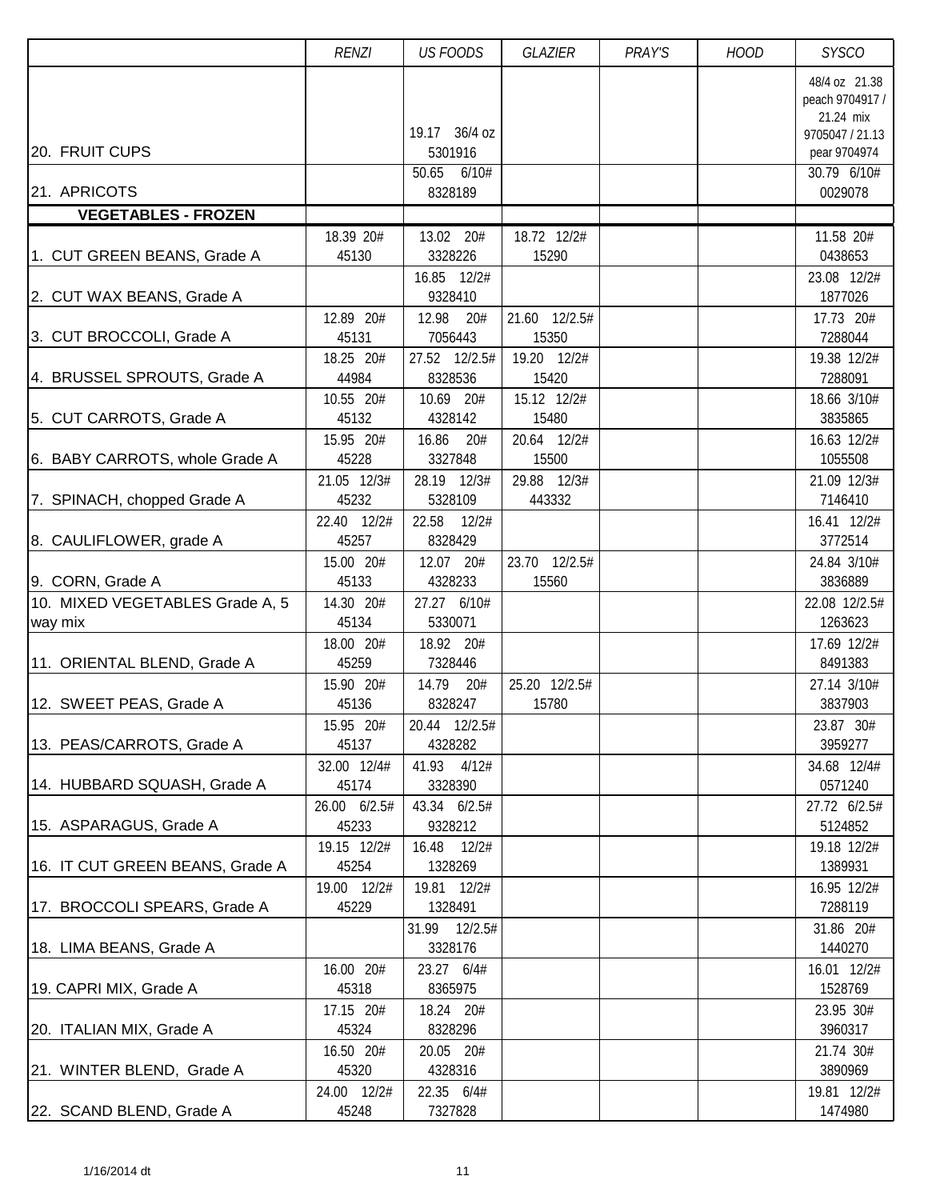| | RENZI | US FOODS | GLAZIER | PRAY'S | HOOD | SYSCO |
|---|---|---|---|---|---|---|
| 20. FRUIT CUPS | | 19.17 36/4 oz 5301916 | | | | 48/4 oz 21.38 peach 9704917 / 21.24 mix 9705047 / 21.13 pear 9704974 |
| 21. APRICOTS | | 50.65 6/10# 8328189 | | | | 30.79 6/10# 0029078 |
| **VEGETABLES - FROZEN** | | | | | | |
| 1. CUT GREEN BEANS, Grade A | 18.39 20# 45130 | 13.02 20# 3328226 | 18.72 12/2# 15290 | | | 11.58 20# 0438653 |
| 2. CUT WAX BEANS, Grade A | | 16.85 12/2# 9328410 | | | | 23.08 12/2# 1877026 |
| 3. CUT BROCCOLI, Grade A | 12.89 20# 45131 | 12.98 20# 7056443 | 21.60 12/2.5# 15350 | | | 17.73 20# 7288044 |
| 4. BRUSSEL SPROUTS, Grade A | 18.25 20# 44984 | 27.52 12/2.5# 8328536 | 19.20 12/2# 15420 | | | 19.38 12/2# 7288091 |
| 5. CUT CARROTS, Grade A | 10.55 20# 45132 | 10.69 20# 4328142 | 15.12 12/2# 15480 | | | 18.66 3/10# 3835865 |
| 6. BABY CARROTS, whole Grade A | 15.95 20# 45228 | 16.86 20# 3327848 | 20.64 12/2# 15500 | | | 16.63 12/2# 1055508 |
| 7. SPINACH, chopped Grade A | 21.05 12/3# 45232 | 28.19 12/3# 5328109 | 29.88 12/3# 443332 | | | 21.09 12/3# 7146410 |
| 8. CAULIFLOWER, grade A | 22.40 12/2# 45257 | 22.58 12/2# 8328429 | | | | 16.41 12/2# 3772514 |
| 9. CORN, Grade A | 15.00 20# 45133 | 12.07 20# 4328233 | 23.70 12/2.5# 15560 | | | 24.84 3/10# 3836889 |
| 10. MIXED VEGETABLES Grade A, 5 way mix | 14.30 20# 45134 | 27.27 6/10# 5330071 | | | | 22.08 12/2.5# 1263623 |
| 11. ORIENTAL BLEND, Grade A | 18.00 20# 45259 | 18.92 20# 7328446 | | | | 17.69 12/2# 8491383 |
| 12. SWEET PEAS, Grade A | 15.90 20# 45136 | 14.79 20# 8328247 | 25.20 12/2.5# 15780 | | | 27.14 3/10# 3837903 |
| 13. PEAS/CARROTS, Grade A | 15.95 20# 45137 | 20.44 12/2.5# 4328282 | | | | 23.87 30# 3959277 |
| 14. HUBBARD SQUASH, Grade A | 32.00 12/4# 45174 | 41.93 4/12# 3328390 | | | | 34.68 12/4# 0571240 |
| 15. ASPARAGUS, Grade A | 26.00 6/2.5# 45233 | 43.34 6/2.5# 9328212 | | | | 27.72 6/2.5# 5124852 |
| 16. IT CUT GREEN BEANS, Grade A | 19.15 12/2# 45254 | 16.48 12/2# 1328269 | | | | 19.18 12/2# 1389931 |
| 17. BROCCOLI SPEARS, Grade A | 19.00 12/2# 45229 | 19.81 12/2# 1328491 | | | | 16.95 12/2# 7288119 |
| 18. LIMA BEANS, Grade A | | 31.99 12/2.5# 3328176 | | | | 31.86 20# 1440270 |
| 19. CAPRI MIX, Grade A | 16.00 20# 45318 | 23.27 6/4# 8365975 | | | | 16.01 12/2# 1528769 |
| 20. ITALIAN MIX, Grade A | 17.15 20# 45324 | 18.24 20# 8328296 | | | | 23.95 30# 3960317 |
| 21. WINTER BLEND, Grade A | 16.50 20# 45320 | 20.05 20# 4328316 | | | | 21.74 30# 3890969 |
| 22. SCAND BLEND, Grade A | 24.00 12/2# 45248 | 22.35 6/4# 7327828 | | | | 19.81 12/2# 1474980 |

1/16/2014 dt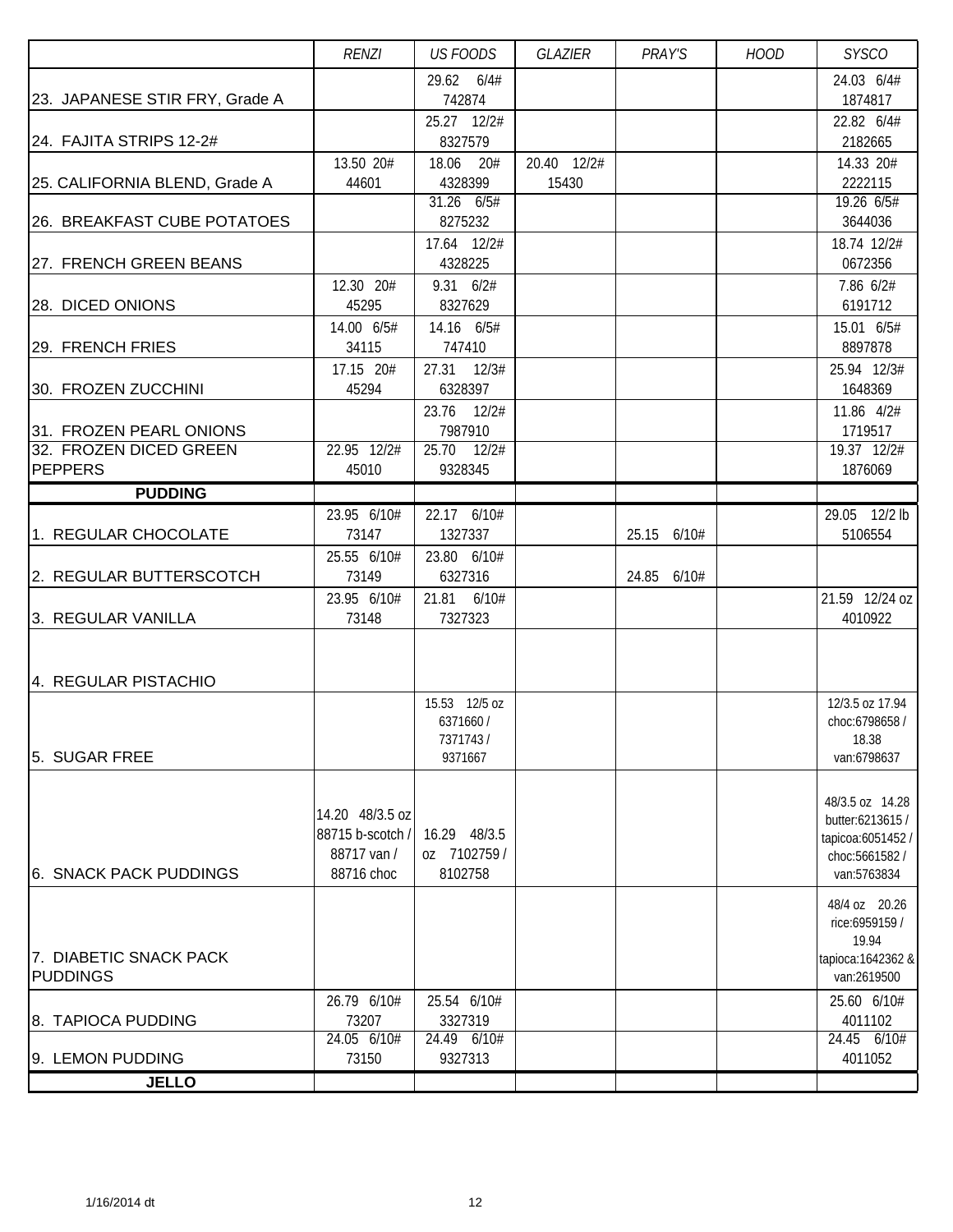| | *RENZI* | *US FOODS* | *GLAZIER* | *PRAY'S* | *HOOD* | *SYSCO* |
|---|---|---|---|---|---|---|
| 23. JAPANESE STIR FRY, Grade A | | 29.62 6/4# 742874 | | | | 24.03 6/4# 1874817 |
| 24. FAJITA STRIPS 12-2# | | 25.27 12/2# 8327579 | | | | 22.82 6/4# 2182665 |
| 25. CALIFORNIA BLEND, Grade A | 13.50 20# 44601 | 18.06 20# 4328399 | 20.40 12/2# 15430 | | | 14.33 20# 2222115 |
| 26. BREAKFAST CUBE POTATOES | | 31.26 6/5# 8275232 | | | | 19.26 6/5# 3644036 |
| 27. FRENCH GREEN BEANS | | 17.64 12/2# 4328225 | | | | 18.74 12/2# 0672356 |
| 28. DICED ONIONS | 12.30 20# 45295 | 9.31 6/2# 8327629 | | | | 7.86 6/2# 6191712 |
| 29. FRENCH FRIES | 14.00 6/5# 34115 | 14.16 6/5# 747410 | | | | 15.01 6/5# 8897878 |
| 30. FROZEN ZUCCHINI | 17.15 20# 45294 | 27.31 12/3# 6328397 | | | | 25.94 12/3# 1648369 |
| 31. FROZEN PEARL ONIONS | | 23.76 12/2# 7987910 | | | | 11.86 4/2# 1719517 |
| 32. FROZEN DICED GREEN PEPPERS | 22.95 12/2# 45010 | 25.70 12/2# 9328345 | | | | 19.37 12/2# 1876069 |
| **PUDDING** | | | | | | |
| 1. REGULAR CHOCOLATE | 23.95 6/10# 73147 | 22.17 6/10# 1327337 | | 25.15 6/10# | | 29.05 12/2 lb 5106554 |
| 2. REGULAR BUTTERSCOTCH | 25.55 6/10# 73149 | 23.80 6/10# 6327316 | | 24.85 6/10# | | |
| 3. REGULAR VANILLA | 23.95 6/10# 73148 | 21.81 6/10# 7327323 | | | | 21.59 12/24 oz 4010922 |
| 4. REGULAR PISTACHIO | | | | | | |
| 5. SUGAR FREE | | 15.53 12/5 oz 6371660 / 7371743 / 9371667 | | | | 12/3.5 oz 17.94 choc:6798658 / 18.38 van:6798637 |
| 6. SNACK PACK PUDDINGS | 14.20 48/3.5 oz 88715 b-scotch / 88717 van / 88716 choc | 16.29 48/3.5 oz 7102759 / 8102758 | | | | 48/3.5 oz 14.28 butter:6213615 / tapicoa:6051452 / choc:5661582 / van:5763834 |
| 7. DIABETIC SNACK PACK PUDDINGS | | | | | | 48/4 oz 20.26 rice:6959159 / 19.94 tapioca:1642362 & van:2619500 |
| 8. TAPIOCA PUDDING | 26.79 6/10# 73207 | 25.54 6/10# 3327319 | | | | 25.60 6/10# 4011102 |
| 9. LEMON PUDDING | 24.05 6/10# 73150 | 24.49 6/10# 9327313 | | | | 24.45 6/10# 4011052 |
| **JELLO** | | | | | | |

1/16/2014 dt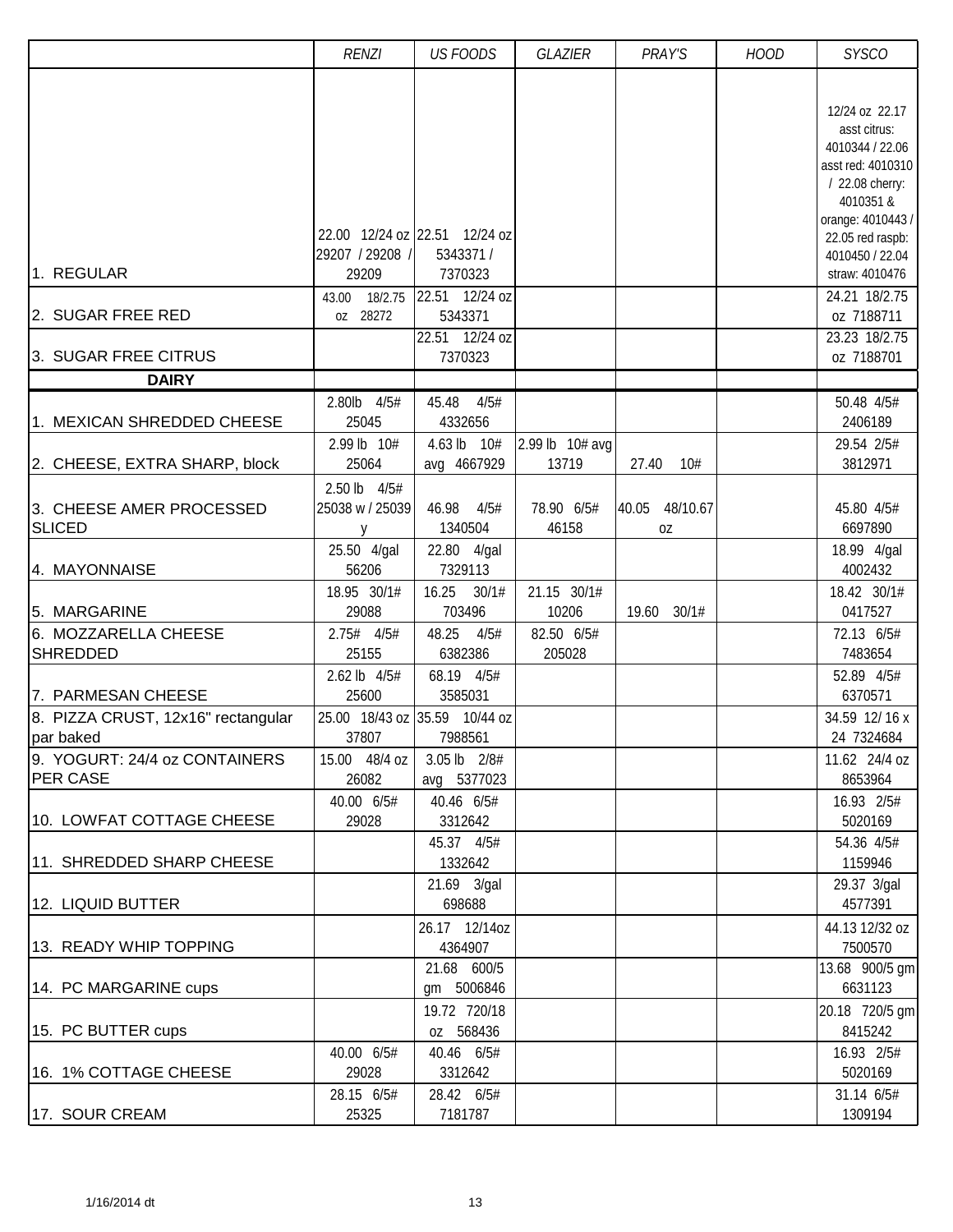| | RENZI | US FOODS | GLAZIER | PRAY'S | HOOD | SYSCO |
|---|---|---|---|---|---|---|
| 1. REGULAR | 22.00 12/24 oz 29207 / 29208 / 29209 | 22.51 12/24 oz 5343371 / 7370323 | | | | 12/24 oz 22.17 asst citrus: 4010344 / 22.06 asst red: 4010310 / 22.08 cherry: 4010351 & orange: 4010443 / 22.05 red raspb: 4010450 / 22.04 straw: 4010476 |
| 2. SUGAR FREE RED | 43.00 18/2.75 oz 28272 | 22.51 12/24 oz 5343371 | | | | 24.21 18/2.75 oz 7188711 |
| 3. SUGAR FREE CITRUS | | 22.51 12/24 oz 7370323 | | | | 23.23 18/2.75 oz 7188701 |
| **DAIRY** | | | | | | |
| 1. MEXICAN SHREDDED CHEESE | 2.80lb 4/5# 25045 | 45.48 4/5# 4332656 | | | | 50.48 4/5# 2406189 |
| 2. CHEESE, EXTRA SHARP, block | 2.99 lb 10# 25064 | 4.63 lb 10# avg 4667929 | 2.99 lb 10# avg 13719 | 27.40 10# | | 29.54 2/5# 3812971 |
| 3. CHEESE AMER PROCESSED SLICED | 2.50 lb 4/5# 25038 w / 25039 y | 46.98 4/5# 1340504 | 78.90 6/5# 46158 | 40.05 48/10.67 oz | | 45.80 4/5# 6697890 |
| 4. MAYONNAISE | 25.50 4/gal 56206 | 22.80 4/gal 7329113 | | | | 18.99 4/gal 4002432 |
| 5. MARGARINE | 18.95 30/1# 29088 | 16.25 30/1# 703496 | 21.15 30/1# 10206 | 19.60 30/1# | | 18.42 30/1# 0417527 |
| 6. MOZZARELLA CHEESE SHREDDED | 2.75# 4/5# 25155 | 48.25 4/5# 6382386 | 82.50 6/5# 205028 | | | 72.13 6/5# 7483654 |
| 7. PARMESAN CHEESE | 2.62 lb 4/5# 25600 | 68.19 4/5# 3585031 | | | | 52.89 4/5# 6370571 |
| 8. PIZZA CRUST, 12x16" rectangular par baked | 25.00 18/43 oz 37807 | 35.59 10/44 oz 7988561 | | | | 34.59 12/ 16 x 24 7324684 |
| 9. YOGURT: 24/4 oz CONTAINERS PER CASE | 15.00 48/4 oz 26082 | 3.05 lb 2/8# avg 5377023 | | | | 11.62 24/4 oz 8653964 |
| 10. LOWFAT COTTAGE CHEESE | 40.00 6/5# 29028 | 40.46 6/5# 3312642 | | | | 16.93 2/5# 5020169 |
| 11. SHREDDED SHARP CHEESE | | 45.37 4/5# 1332642 | | | | 54.36 4/5# 1159946 |
| 12. LIQUID BUTTER | | 21.69 3/gal 698688 | | | | 29.37 3/gal 4577391 |
| 13. READY WHIP TOPPING | | 26.17 12/14oz 4364907 | | | | 44.13 12/32 oz 7500570 |
| 14. PC MARGARINE cups | | 21.68 600/5 gm 5006846 | | | | 13.68 900/5 gm 6631123 |
| 15. PC BUTTER cups | | 19.72 720/18 oz 568436 | | | | 20.18 720/5 gm 8415242 |
| 16. 1% COTTAGE CHEESE | 40.00 6/5# 29028 | 40.46 6/5# 3312642 | | | | 16.93 2/5# 5020169 |
| 17. SOUR CREAM | 28.15 6/5# 25325 | 28.42 6/5# 7181787 | | | | 31.14 6/5# 1309194 |

1/16/2014 dt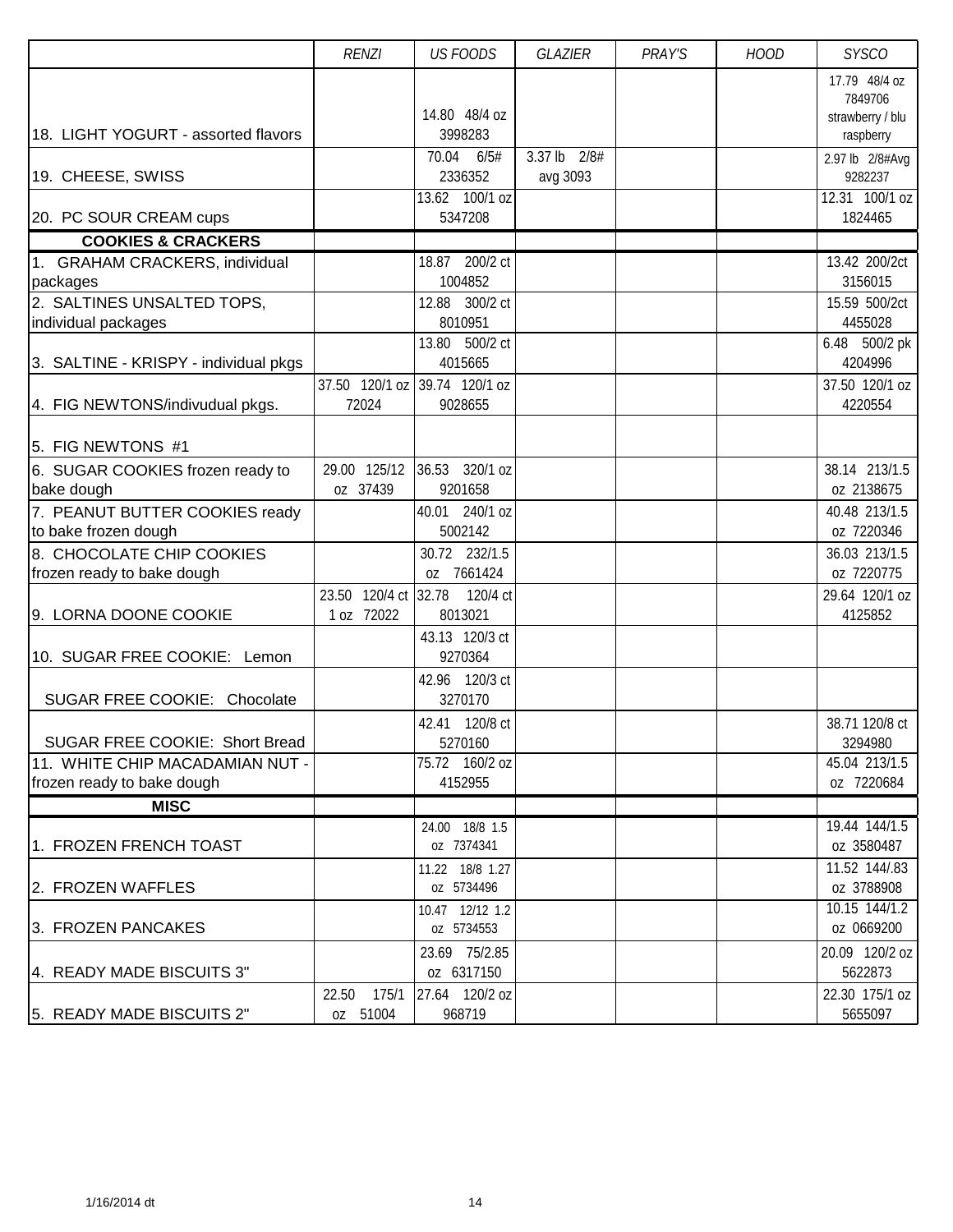| | RENZI | US FOODS | GLAZIER | PRAY'S | HOOD | SYSCO |
|---|---|---|---|---|---|---|
| 18. LIGHT YOGURT - assorted flavors | | 14.80 48/4 oz 3998283 | | | | 17.79 48/4 oz 7849706 strawberry / blu raspberry |
| 19. CHEESE, SWISS | | 70.04 6/5# 2336352 | 3.37 lb 2/8# avg 3093 | | | 2.97 lb 2/8#Avg 9282237 |
| 20. PC SOUR CREAM cups | | 13.62 100/1 oz 5347208 | | | | 12.31 100/1 oz 1824465 |
| **COOKIES & CRACKERS** | | | | | | |
| 1. GRAHAM CRACKERS, individual packages | | 18.87 200/2 ct 1004852 | | | | 13.42 200/2ct 3156015 |
| 2. SALTINES UNSALTED TOPS, individual packages | | 12.88 300/2 ct 8010951 | | | | 15.59 500/2ct 4455028 |
| 3. SALTINE - KRISPY - individual pkgs | | 13.80 500/2 ct 4015665 | | | | 6.48 500/2 pk 4204996 |
| 4. FIG NEWTONS/indivudual pkgs. | 37.50 120/1 oz 72024 | 39.74 120/1 oz 9028655 | | | | 37.50 120/1 oz 4220554 |
| 5. FIG NEWTONS #1 | | | | | | |
| 6. SUGAR COOKIES frozen ready to bake dough | 29.00 125/12 oz 37439 | 36.53 320/1 oz 9201658 | | | | 38.14 213/1.5 oz 2138675 |
| 7. PEANUT BUTTER COOKIES ready to bake frozen dough | | 40.01 240/1 oz 5002142 | | | | 40.48 213/1.5 oz 7220346 |
| 8. CHOCOLATE CHIP COOKIES frozen ready to bake dough | | 30.72 232/1.5 oz 7661424 | | | | 36.03 213/1.5 oz 7220775 |
| 9. LORNA DOONE COOKIE | 23.50 120/4 ct 1 oz 72022 | 32.78 120/4 ct 8013021 | | | | 29.64 120/1 oz 4125852 |
| 10. SUGAR FREE COOKIE: Lemon | | 43.13 120/3 ct 9270364 | | | | |
| SUGAR FREE COOKIE: Chocolate | | 42.96 120/3 ct 3270170 | | | | |
| SUGAR FREE COOKIE: Short Bread | | 42.41 120/8 ct 5270160 | | | | 38.71 120/8 ct 3294980 |
| 11. WHITE CHIP MACADAMIAN NUT - frozen ready to bake dough | | 75.72 160/2 oz 4152955 | | | | 45.04 213/1.5 oz 7220684 |
| **MISC** | | | | | | |
| 1. FROZEN FRENCH TOAST | | 24.00 18/8 1.5 oz 7374341 | | | | 19.44 144/1.5 oz 3580487 |
| 2. FROZEN WAFFLES | | 11.22 18/8 1.27 oz 5734496 | | | | 11.52 144/.83 oz 3788908 |
| 3. FROZEN PANCAKES | | 10.47 12/12 1.2 oz 5734553 | | | | 10.15 144/1.2 oz 0669200 |
| 4. READY MADE BISCUITS 3" | | 23.69 75/2.85 oz 6317150 | | | | 20.09 120/2 oz 5622873 |
| 5. READY MADE BISCUITS 2" | 22.50 175/1 oz 51004 | 27.64 120/2 oz 968719 | | | | 22.30 175/1 oz 5655097 |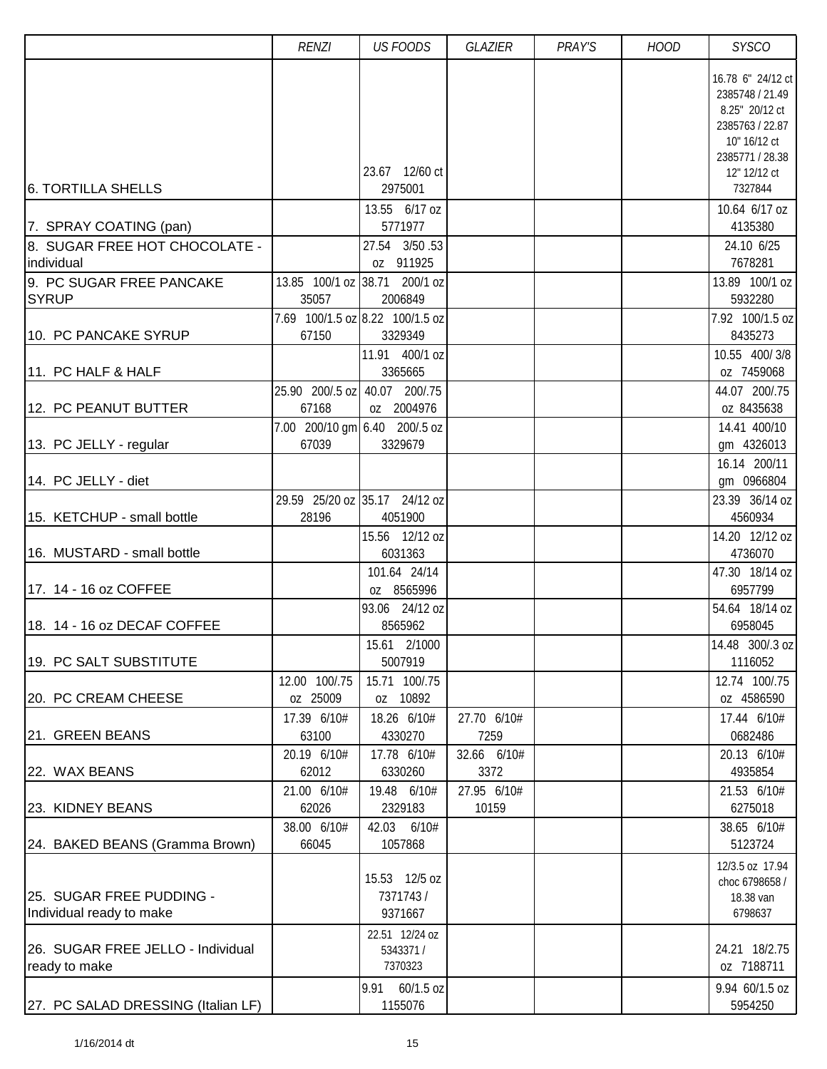| | *RENZI* | *US FOODS* | *GLAZIER* | *PRAY'S* | *HOOD* | *SYSCO* |
|---|---|---|---|---|---|---|
| 6. TORTILLA SHELLS | | 23.67 12/60 ct 2975001 | | | | 16.78 6" 24/12 ct 2385748 / 21.49 8.25" 20/12 ct 2385763 / 22.87 10" 16/12 ct 2385771 / 28.38 12" 12/12 ct 7327844 |
| 7. SPRAY COATING (pan) | | 13.55 6/17 oz 5771977 | | | | 10.64 6/17 oz 4135380 |
| 8. SUGAR FREE HOT CHOCOLATE - individual | | 27.54 3/50 .53 oz 911925 | | | | 24.10 6/25 7678281 |
| 9. PC SUGAR FREE PANCAKE SYRUP | 13.85 100/1 oz 35057 | 38.71 200/1 oz 2006849 | | | | 13.89 100/1 oz 5932280 |
| 10. PC PANCAKE SYRUP | 7.69 100/1.5 oz 67150 | 8.22 100/1.5 oz 3329349 | | | | 7.92 100/1.5 oz 8435273 |
| 11. PC HALF & HALF | | 11.91 400/1 oz 3365665 | | | | 10.55 400/ 3/8 oz 7459068 |
| 12. PC PEANUT BUTTER | 25.90 200/.5 oz 67168 | 40.07 200/.75 oz 2004976 | | | | 44.07 200/.75 oz 8435638 |
| 13. PC JELLY - regular | 7.00 200/10 gm 67039 | 6.40 200/.5 oz 3329679 | | | | 14.41 400/10 gm 4326013 |
| 14. PC JELLY - diet | | | | | | 16.14 200/11 gm 0966804 |
| 15. KETCHUP - small bottle | 29.59 25/20 oz 28196 | 35.17 24/12 oz 4051900 | | | | 23.39 36/14 oz 4560934 |
| 16. MUSTARD - small bottle | | 15.56 12/12 oz 6031363 | | | | 14.20 12/12 oz 4736070 |
| 17. 14 - 16 oz COFFEE | | 101.64 24/14 oz 8565996 | | | | 47.30 18/14 oz 6957799 |
| 18. 14 - 16 oz DECAF COFFEE | | 93.06 24/12 oz 8565962 | | | | 54.64 18/14 oz 6958045 |
| 19. PC SALT SUBSTITUTE | | 15.61 2/1000 5007919 | | | | 14.48 300/.3 oz 1116052 |
| 20. PC CREAM CHEESE | 12.00 100/.75 oz 25009 | 15.71 100/.75 oz 10892 | | | | 12.74 100/.75 oz 4586590 |
| 21. GREEN BEANS | 17.39 6/10# 63100 | 18.26 6/10# 4330270 | 27.70 6/10# 7259 | | | 17.44 6/10# 0682486 |
| 22. WAX BEANS | 20.19 6/10# 62012 | 17.78 6/10# 6330260 | 32.66 6/10# 3372 | | | 20.13 6/10# 4935854 |
| 23. KIDNEY BEANS | 21.00 6/10# 62026 | 19.48 6/10# 2329183 | 27.95 6/10# 10159 | | | 21.53 6/10# 6275018 |
| 24. BAKED BEANS (Gramma Brown) | 38.00 6/10# 66045 | 42.03 6/10# 1057868 | | | | 38.65 6/10# 5123724 |
| 25. SUGAR FREE PUDDING - Individual ready to make | | 15.53 12/5 oz 7371743 / 9371667 | | | | 12/3.5 oz 17.94 choc 6798658 / 18.38 van 6798637 |
| 26. SUGAR FREE JELLO - Individual ready to make | | 22.51 12/24 oz 5343371 / 7370323 | | | | 24.21 18/2.75 oz 7188711 |
| 27. PC SALAD DRESSING (Italian LF) | | 9.91 60/1.5 oz 1155076 | | | | 9.94 60/1.5 oz 5954250 |

1/16/2014 dt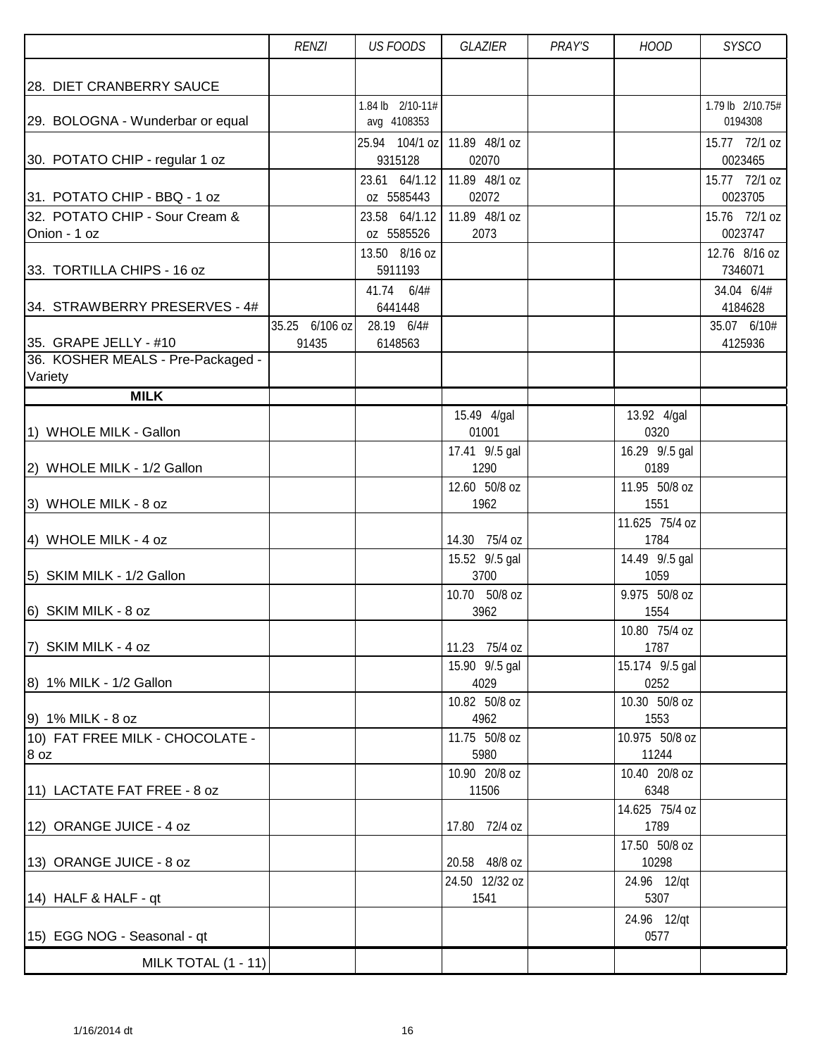| | RENZI | US FOODS | GLAZIER | PRAY'S | HOOD | SYSCO |
|---|---|---|---|---|---|---|
| 28. DIET CRANBERRY SAUCE | | | | | | |
| 29. BOLOGNA - Wunderbar or equal | | 1.84 lb 2/10-11# avg 4108353 | | | | 1.79 lb 2/10.75# 0194308 |
| 30. POTATO CHIP - regular 1 oz | | 25.94 104/1 oz 9315128 | 11.89 48/1 oz 02070 | | | 15.77 72/1 oz 0023465 |
| 31. POTATO CHIP - BBQ - 1 oz | | 23.61 64/1.12 oz 5585443 | 11.89 48/1 oz 02072 | | | 15.77 72/1 oz 0023705 |
| 32. POTATO CHIP - Sour Cream & Onion - 1 oz | | 23.58 64/1.12 oz 5585526 | 11.89 48/1 oz 2073 | | | 15.76 72/1 oz 0023747 |
| 33. TORTILLA CHIPS - 16 oz | | 13.50 8/16 oz 5911193 | | | | 12.76 8/16 oz 7346071 |
| 34. STRAWBERRY PRESERVES - 4# | | 41.74 6/4# 6441448 | | | | 34.04 6/4# 4184628 |
| 35. GRAPE JELLY - #10 | 35.25 6/106 oz 91435 | 28.19 6/4# 6148563 | | | | 35.07 6/10# 4125936 |
| 36. KOSHER MEALS - Pre-Packaged - Variety | | | | | | |
| **MILK** | | | | | | |
| 1) WHOLE MILK - Gallon | | | 15.49 4/gal 01001 | | 13.92 4/gal 0320 | |
| 2) WHOLE MILK - 1/2 Gallon | | | 17.41 9/.5 gal 1290 | | 16.29 9/.5 gal 0189 | |
| 3) WHOLE MILK - 8 oz | | | 12.60 50/8 oz 1962 | | 11.95 50/8 oz 1551 | |
| 4) WHOLE MILK - 4 oz | | | 14.30 75/4 oz | | 11.625 75/4 oz 1784 | |
| 5) SKIM MILK - 1/2 Gallon | | | 15.52 9/.5 gal 3700 | | 14.49 9/.5 gal 1059 | |
| 6) SKIM MILK - 8 oz | | | 10.70 50/8 oz 3962 | | 9.975 50/8 oz 1554 | |
| 7) SKIM MILK - 4 oz | | | 11.23 75/4 oz | | 10.80 75/4 oz 1787 | |
| 8) 1% MILK - 1/2 Gallon | | | 15.90 9/.5 gal 4029 | | 15.174 9/.5 gal 0252 | |
| 9) 1% MILK - 8 oz | | | 10.82 50/8 oz 4962 | | 10.30 50/8 oz 1553 | |
| 10) FAT FREE MILK - CHOCOLATE - 8 oz | | | 11.75 50/8 oz 5980 | | 10.975 50/8 oz 11244 | |
| 11) LACTATE FAT FREE - 8 oz | | | 10.90 20/8 oz 11506 | | 10.40 20/8 oz 6348 | |
| 12) ORANGE JUICE - 4 oz | | | 17.80 72/4 oz | | 14.625 75/4 oz 1789 | |
| 13) ORANGE JUICE - 8 oz | | | 20.58 48/8 oz | | 17.50 50/8 oz 10298 | |
| 14) HALF & HALF - qt | | | 24.50 12/32 oz 1541 | | 24.96 12/qt 5307 | |
| 15) EGG NOG - Seasonal - qt | | | | | 24.96 12/qt 0577 | |
| MILK TOTAL (1 - 11) | | | | | | |

1/16/2014 dt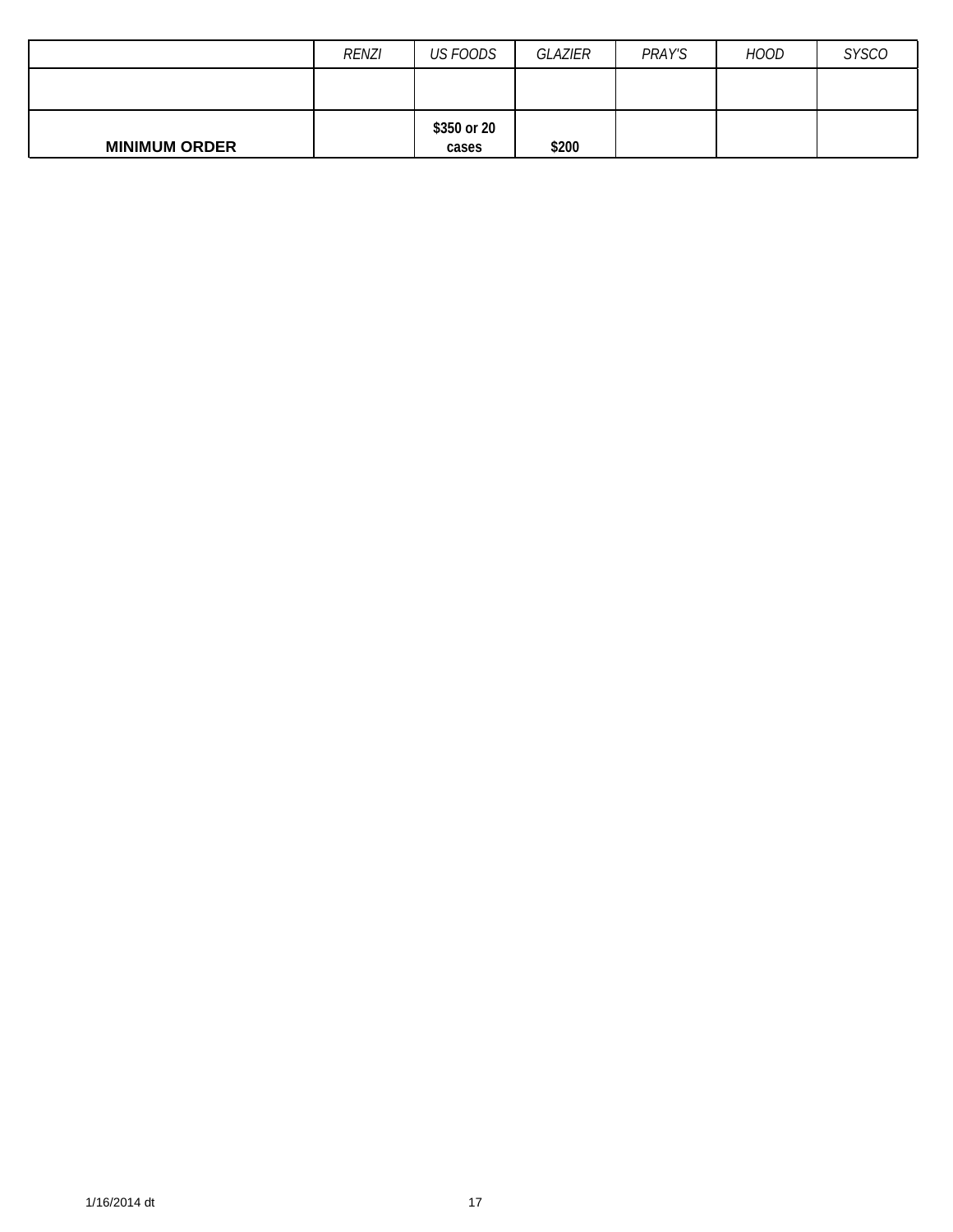| | *RENZI* | *US FOODS* | *GLAZIER* | *PRAY'S* | *HOOD* | *SYSCO* |
|---|---|---|---|---|---|---|
| | | | | | | |
| **MINIMUM ORDER** | | **$350 or 20 cases** | **$200** | | | |

1/16/2014 dt